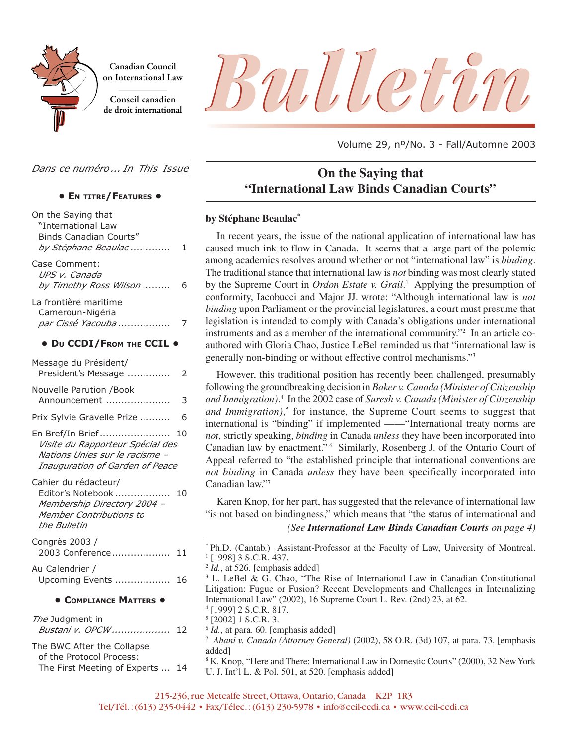Canadian Council on International Law

Conseil canadien de droit international

# Bulletin

Volume 29, nº/No. 3 - Fall/Automne 2003

*Dans ce numéro ... In This Issue*

**• En titre/Features •**

- On the Saying that "International Law Binds Canadian Courts" *by Stéphane Beaulac* ............ 1
- Case Comment: *UPS v. Canada* *by Timothy Ross Wilson* ......... 6
- La frontière maritime Cameroun-Nigéria *par Cissé Yacouba* ................. 7

**• Du CCDI/From the CCIL •**

- Message du Président/ President's Message .............. 2
- Nouvelle Parution /Book Announcement ..................... 3
- Prix Sylvie Gravelle Prize .......... 6
- En Bref/In Brief ....................... 10 *Visite du Rapporteur Spécial des Nations Unies sur le racisme – Inauguration of Garden of Peace*
- Cahier du rédacteur/ Editor's Notebook .................. 10 *Membership Directory 2004 – Member Contributions to the Bulletin*
- Congrès 2003 / 2003 Conference ................... 11
- Au Calendrier / Upcoming Events .................. 16

**• Compliance Matters •**

- *The* Judgment in *Bustani v. OPCW* ................... 12
- The BWC After the Collapse of the Protocol Process: The First Meeting of Experts ... 14

## On the Saying that "International Law Binds Canadian Courts"

**by Stéphane Beaulac***

In recent years, the issue of the national application of international law has caused much ink to flow in Canada. It seems that a large part of the polemic among academics resolves around whether or not "international law" is *binding*. The traditional stance that international law is *not* binding was most clearly stated by the Supreme Court in *Ordon Estate v. Grail*.[1] Applying the presumption of conformity, Iacobucci and Major JJ. wrote: "Although international law is *not binding* upon Parliament or the provincial legislatures, a court must presume that legislation is intended to comply with Canada's obligations under international instruments and as a member of the international community."[2] In an article co-authored with Gloria Chao, Justice LeBel reminded us that "international law is generally non-binding or without effective control mechanisms."[3]

However, this traditional position has recently been challenged, presumably following the groundbreaking decision in *Baker v. Canada (Minister of Citizenship and Immigration)*.[4] In the 2002 case of *Suresh v. Canada (Minister of Citizenship and Immigration)*,[5] for instance, the Supreme Court seems to suggest that international is "binding" if implemented ——"International treaty norms are *not*, strictly speaking, *binding* in Canada *unless* they have been incorporated into Canadian law by enactment."[6] Similarly, Rosenberg J. of the Ontario Court of Appeal referred to "the established principle that international conventions are *not binding* in Canada *unless* they have been specifically incorporated into Canadian law."[7]

Karen Knop, for her part, has suggested that the relevance of international law "is not based on bindingness," which means that "the status of international and

*(See **International Law Binds Canadian Courts** on page 4)*

---

\* Ph.D. (Cantab.) Assistant-Professor at the Faculty of Law, University of Montreal.

1 [1998] 3 S.C.R. 437.

2 *Id.*, at 526. [emphasis added]

3 L. LeBel & G. Chao, "The Rise of International Law in Canadian Constitutional Litigation: Fugue or Fusion? Recent Developments and Challenges in Internalizing International Law" (2002), 16 Supreme Court L. Rev. (2nd) 23, at 62.

4 [1999] 2 S.C.R. 817.

5 [2002] 1 S.C.R. 3.

6 *Id.*, at para. 60. [emphasis added]

7 *Ahani v. Canada (Attorney General)* (2002), 58 O.R. (3d) 107, at para. 73. [emphasis added]

8 K. Knop, "Here and There: International Law in Domestic Courts" (2000), 32 New York U. J. Int'l L. & Pol. 501, at 520. [emphasis added]

215-236, rue Metcalfe Street, Ottawa, Ontario, Canada K2P 1R3
Tel/Tél. : (613) 235-0442 • Fax/Télec. : (613) 230-5978 • info@ccil-ccdi.ca • www.ccil-ccdi.ca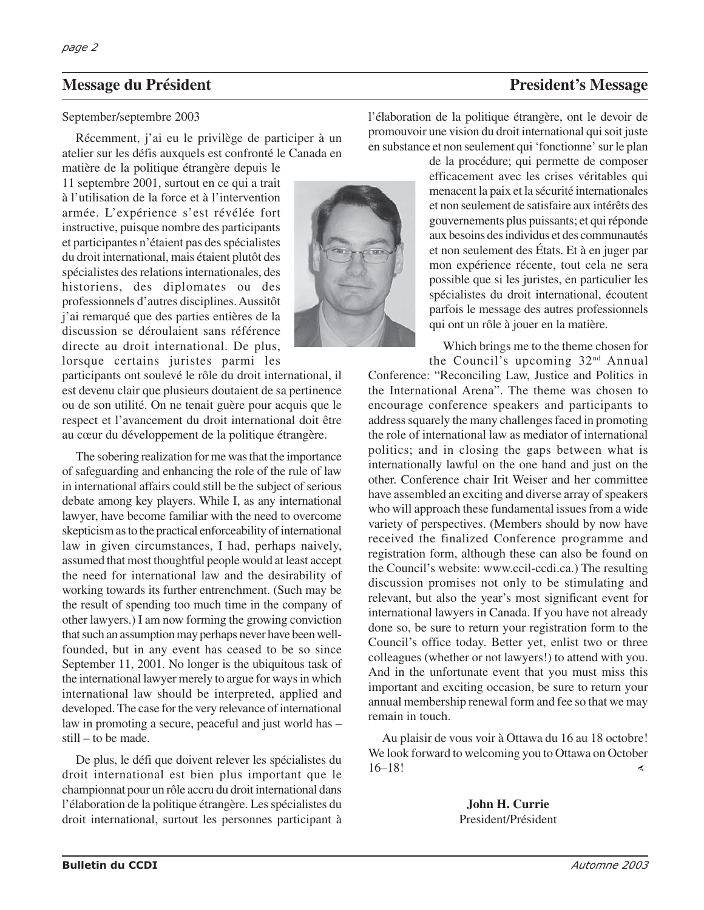# Message du Président — President's Message

September/septembre 2003

Récemment, j'ai eu le privilège de participer à un atelier sur les défis auxquels est confronté le Canada en matière de la politique étrangère depuis le 11 septembre 2001, surtout en ce qui a trait à l'utilisation de la force et à l'intervention armée. L'expérience s'est révélée fort instructive, puisque nombre des participants et participantes n'étaient pas des spécialistes du droit international, mais étaient plutôt des spécialistes des relations internationales, des historiens, des diplomates ou des professionnels d'autres disciplines. Aussitôt j'ai remarqué que des parties entières de la discussion se déroulaient sans référence directe au droit international. De plus, lorsque certains juristes parmi les participants ont soulevé le rôle du droit international, il est devenu clair que plusieurs doutaient de sa pertinence ou de son utilité. On ne tenait guère pour acquis que le respect et l'avancement du droit international doit être au cœur du développement de la politique étrangère.

The sobering realization for me was that the importance of safeguarding and enhancing the role of the rule of law in international affairs could still be the subject of serious debate among key players. While I, as any international lawyer, have become familiar with the need to overcome skepticism as to the practical enforceability of international law in given circumstances, I had, perhaps naively, assumed that most thoughtful people would at least accept the need for international law and the desirability of working towards its further entrenchment. (Such may be the result of spending too much time in the company of other lawyers.) I am now forming the growing conviction that such an assumption may perhaps never have been well-founded, but in any event has ceased to be so since September 11, 2001. No longer is the ubiquitous task of the international lawyer merely to argue for ways in which international law should be interpreted, applied and developed. The case for the very relevance of international law in promoting a secure, peaceful and just world has – still – to be made.

De plus, le défi que doivent relever les spécialistes du droit international est bien plus important que le championnat pour un rôle accru du droit international dans l'élaboration de la politique étrangère. Les spécialistes du droit international, surtout les personnes participant à l'élaboration de la politique étrangère, ont le devoir de promouvoir une vision du droit international qui soit juste en substance et non seulement qui 'fonctionne' sur le plan de la procédure; qui permette de composer efficacement avec les crises véritables qui menacent la paix et la sécurité internationales et non seulement de satisfaire aux intérêts des gouvernements plus puissants; et qui réponde aux besoins des individus et des communautés et non seulement des États. Et à en juger par mon expérience récente, tout cela ne sera possible que si les juristes, en particulier les spécialistes du droit international, écoutent parfois le message des autres professionnels qui ont un rôle à jouer en la matière.

Which brings me to the theme chosen for the Council's upcoming 32nd Annual Conference: "Reconciling Law, Justice and Politics in the International Arena". The theme was chosen to encourage conference speakers and participants to address squarely the many challenges faced in promoting the role of international law as mediator of international politics; and in closing the gaps between what is internationally lawful on the one hand and just on the other. Conference chair Irit Weiser and her committee have assembled an exciting and diverse array of speakers who will approach these fundamental issues from a wide variety of perspectives. (Members should by now have received the finalized Conference programme and registration form, although these can also be found on the Council's website: www.ccil-ccdi.ca.) The resulting discussion promises not only to be stimulating and relevant, but also the year's most significant event for international lawyers in Canada. If you have not already done so, be sure to return your registration form to the Council's office today. Better yet, enlist two or three colleagues (whether or not lawyers!) to attend with you. And in the unfortunate event that you must miss this important and exciting occasion, be sure to return your annual membership renewal form and fee so that we may remain in touch.

Au plaisir de vous voir à Ottawa du 16 au 18 octobre! We look forward to welcoming you to Ottawa on October 16–18!

**John H. Currie**
President/Président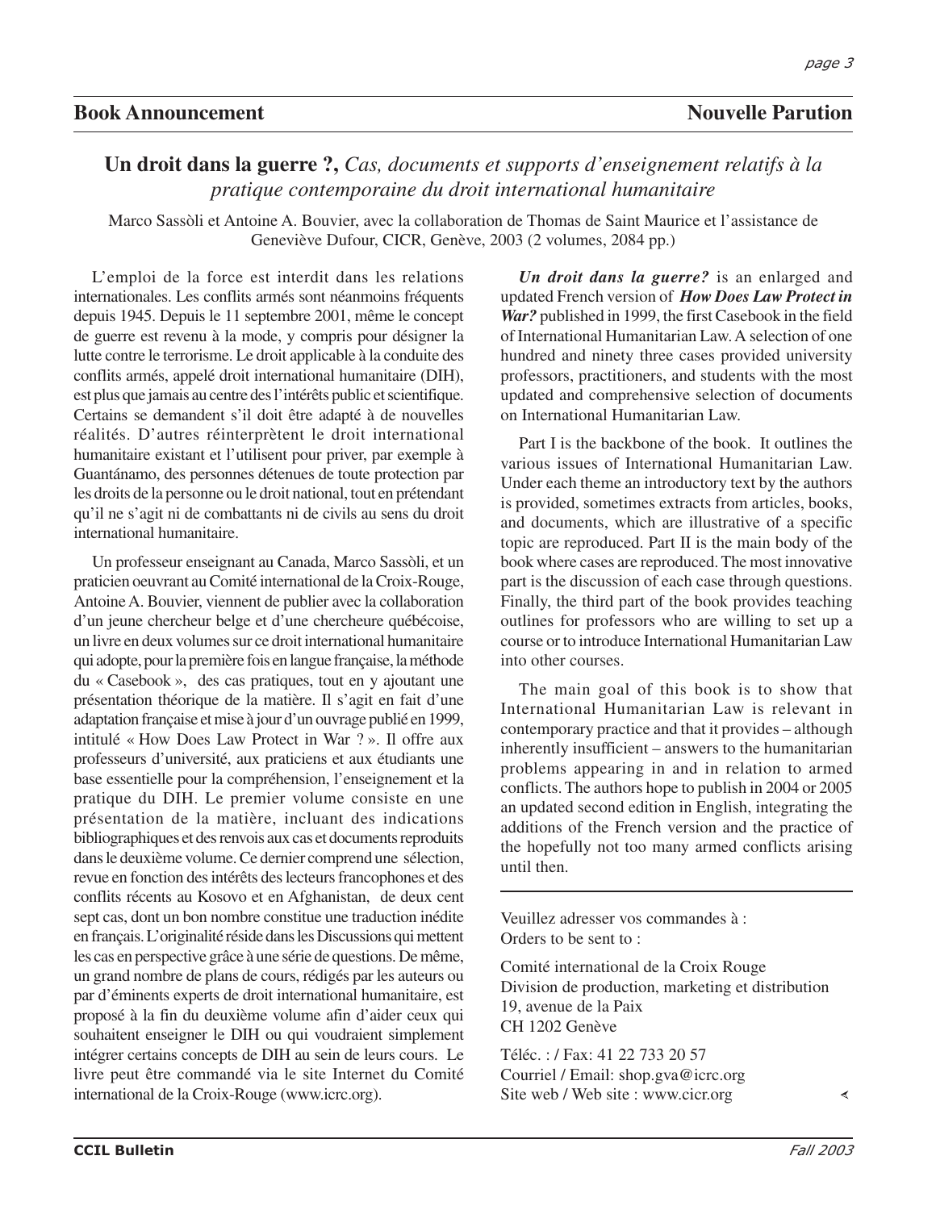## Book Announcement — Nouvelle Parution

### **Un droit dans la guerre ?,** *Cas, documents et supports d'enseignement relatifs à la pratique contemporaine du droit international humanitaire*

Marco Sassòli et Antoine A. Bouvier, avec la collaboration de Thomas de Saint Maurice et l'assistance de Geneviève Dufour, CICR, Genève, 2003 (2 volumes, 2084 pp.)

L'emploi de la force est interdit dans les relations internationales. Les conflits armés sont néanmoins fréquents depuis 1945. Depuis le 11 septembre 2001, même le concept de guerre est revenu à la mode, y compris pour désigner la lutte contre le terrorisme. Le droit applicable à la conduite des conflits armés, appelé droit international humanitaire (DIH), est plus que jamais au centre des l'intérêts public et scientifique. Certains se demandent s'il doit être adapté à de nouvelles réalités. D'autres réinterprètent le droit international humanitaire existant et l'utilisent pour priver, par exemple à Guantánamo, des personnes détenues de toute protection par les droits de la personne ou le droit national, tout en prétendant qu'il ne s'agit ni de combattants ni de civils au sens du droit international humanitaire.

Un professeur enseignant au Canada, Marco Sassòli, et un praticien oeuvrant au Comité international de la Croix-Rouge, Antoine A. Bouvier, viennent de publier avec la collaboration d'un jeune chercheur belge et d'une chercheure québécoise, un livre en deux volumes sur ce droit international humanitaire qui adopte, pour la première fois en langue française, la méthode du « Casebook », des cas pratiques, tout en y ajoutant une présentation théorique de la matière. Il s'agit en fait d'une adaptation française et mise à jour d'un ouvrage publié en 1999, intitulé « How Does Law Protect in War ? ». Il offre aux professeurs d'université, aux praticiens et aux étudiants une base essentielle pour la compréhension, l'enseignement et la pratique du DIH. Le premier volume consiste en une présentation de la matière, incluant des indications bibliographiques et des renvois aux cas et documents reproduits dans le deuxième volume. Ce dernier comprend une sélection, revue en fonction des intérêts des lecteurs francophones et des conflits récents au Kosovo et en Afghanistan, de deux cent sept cas, dont un bon nombre constitue une traduction inédite en français. L'originalité réside dans les Discussions qui mettent les cas en perspective grâce à une série de questions. De même, un grand nombre de plans de cours, rédigés par les auteurs ou par d'éminents experts de droit international humanitaire, est proposé à la fin du deuxième volume afin d'aider ceux qui souhaitent enseigner le DIH ou qui voudraient simplement intégrer certains concepts de DIH au sein de leurs cours. Le livre peut être commandé via le site Internet du Comité international de la Croix-Rouge (www.icrc.org).

***Un droit dans la guerre?*** is an enlarged and updated French version of ***How Does Law Protect in War?*** published in 1999, the first Casebook in the field of International Humanitarian Law. A selection of one hundred and ninety three cases provided university professors, practitioners, and students with the most updated and comprehensive selection of documents on International Humanitarian Law.

Part I is the backbone of the book. It outlines the various issues of International Humanitarian Law. Under each theme an introductory text by the authors is provided, sometimes extracts from articles, books, and documents, which are illustrative of a specific topic are reproduced. Part II is the main body of the book where cases are reproduced. The most innovative part is the discussion of each case through questions. Finally, the third part of the book provides teaching outlines for professors who are willing to set up a course or to introduce International Humanitarian Law into other courses.

The main goal of this book is to show that International Humanitarian Law is relevant in contemporary practice and that it provides – although inherently insufficient – answers to the humanitarian problems appearing in and in relation to armed conflicts. The authors hope to publish in 2004 or 2005 an updated second edition in English, integrating the additions of the French version and the practice of the hopefully not too many armed conflicts arising until then.

---

Veuillez adresser vos commandes à :
Orders to be sent to :

Comité international de la Croix Rouge
Division de production, marketing et distribution
19, avenue de la Paix
CH 1202 Genève

Téléc. : / Fax: 41 22 733 20 57
Courriel / Email: shop.gva@icrc.org
Site web / Web site : www.cicr.org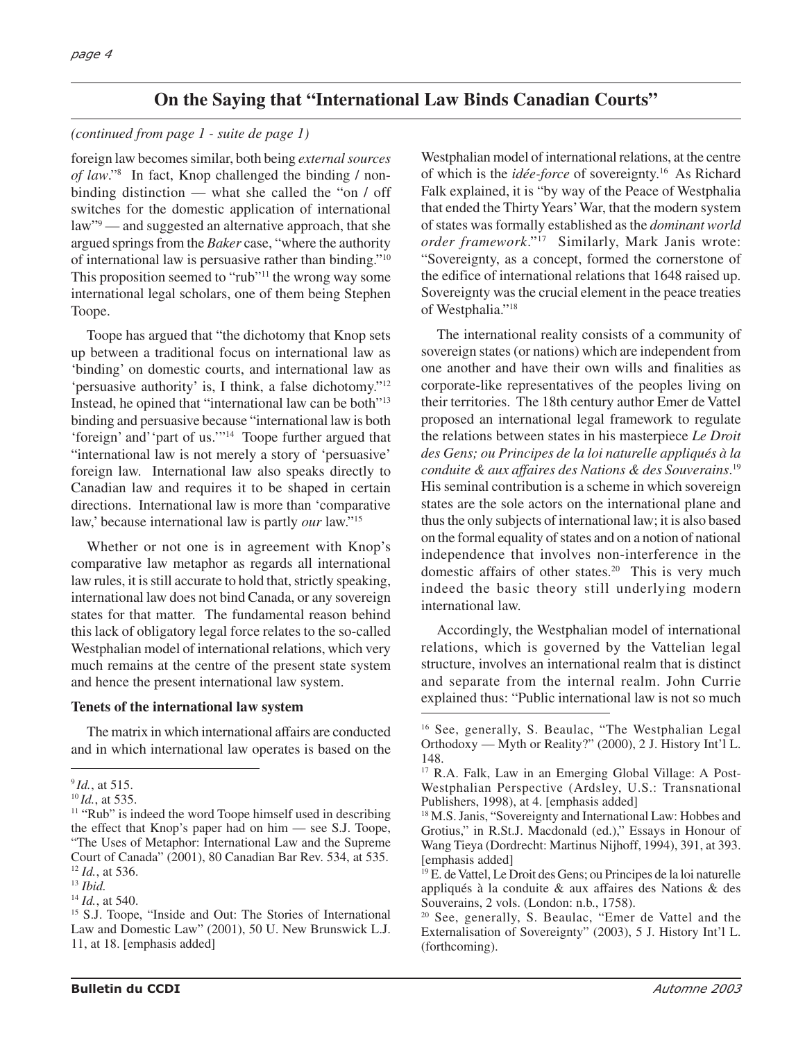## On the Saying that "International Law Binds Canadian Courts"

*(continued from page 1 - suite de page 1)*

foreign law becomes similar, both being *external sources of law*."[8] In fact, Knop challenged the binding / non-binding distinction — what she called the "on / off switches for the domestic application of international law"[9] — and suggested an alternative approach, that she argued springs from the *Baker* case, "where the authority of international law is persuasive rather than binding."[10] This proposition seemed to "rub"[11] the wrong way some international legal scholars, one of them being Stephen Toope.

Toope has argued that "the dichotomy that Knop sets up between a traditional focus on international law as 'binding' on domestic courts, and international law as 'persuasive authority' is, I think, a false dichotomy."[12] Instead, he opined that "international law can be both"[13] binding and persuasive because "international law is both 'foreign' and 'part of us.'"[14] Toope further argued that "international law is not merely a story of 'persuasive' foreign law. International law also speaks directly to Canadian law and requires it to be shaped in certain directions. International law is more than 'comparative law,' because international law is partly *our* law."[15]

Whether or not one is in agreement with Knop's comparative law metaphor as regards all international law rules, it is still accurate to hold that, strictly speaking, international law does not bind Canada, or any sovereign states for that matter. The fundamental reason behind this lack of obligatory legal force relates to the so-called Westphalian model of international relations, which very much remains at the centre of the present state system and hence the present international law system.

**Tenets of the international law system**

The matrix in which international affairs are conducted and in which international law operates is based on the Westphalian model of international relations, at the centre of which is the *idée-force* of sovereignty.[16] As Richard Falk explained, it is "by way of the Peace of Westphalia that ended the Thirty Years' War, that the modern system of states was formally established as the *dominant world order framework*."[17] Similarly, Mark Janis wrote: "Sovereignty, as a concept, formed the cornerstone of the edifice of international relations that 1648 raised up. Sovereignty was the crucial element in the peace treaties of Westphalia."[18]

The international reality consists of a community of sovereign states (or nations) which are independent from one another and have their own wills and finalities as corporate-like representatives of the peoples living on their territories. The 18th century author Emer de Vattel proposed an international legal framework to regulate the relations between states in his masterpiece *Le Droit des Gens; ou Principes de la loi naturelle appliqués à la conduite & aux affaires des Nations & des Souverains*.[19] His seminal contribution is a scheme in which sovereign states are the sole actors on the international plane and thus the only subjects of international law; it is also based on the formal equality of states and on a notion of national independence that involves non-interference in the domestic affairs of other states.[20] This is very much indeed the basic theory still underlying modern international law.

Accordingly, the Westphalian model of international relations, which is governed by the Vattelian legal structure, involves an international realm that is distinct and separate from the internal realm. John Currie explained thus: "Public international law is not so much

---

[9] *Id.*, at 515.

[10] *Id.*, at 535.

[11] "Rub" is indeed the word Toope himself used in describing the effect that Knop's paper had on him — see S.J. Toope, "The Uses of Metaphor: International Law and the Supreme Court of Canada" (2001), 80 Canadian Bar Rev. 534, at 535.

[12] *Id.*, at 536.

[13] *Ibid.*

[14] *Id.*, at 540.

[15] S.J. Toope, "Inside and Out: The Stories of International Law and Domestic Law" (2001), 50 U. New Brunswick L.J. 11, at 18. [emphasis added]

[16] See, generally, S. Beaulac, "The Westphalian Legal Orthodoxy — Myth or Reality?" (2000), 2 J. History Int'l L. 148.

[17] R.A. Falk, Law in an Emerging Global Village: A Post-Westphalian Perspective (Ardsley, U.S.: Transnational Publishers, 1998), at 4. [emphasis added]

[18] M.S. Janis, "Sovereignty and International Law: Hobbes and Grotius," in R.St.J. Macdonald (ed.)," Essays in Honour of Wang Tieya (Dordrecht: Martinus Nijhoff, 1994), 391, at 393. [emphasis added]

[19] E. de Vattel, Le Droit des Gens; ou Principes de la loi naturelle appliqués à la conduite & aux affaires des Nations & des Souverains, 2 vols. (London: n.b., 1758).

[20] See, generally, S. Beaulac, "Emer de Vattel and the Externalisation of Sovereignty" (2003), 5 J. History Int'l L. (forthcoming).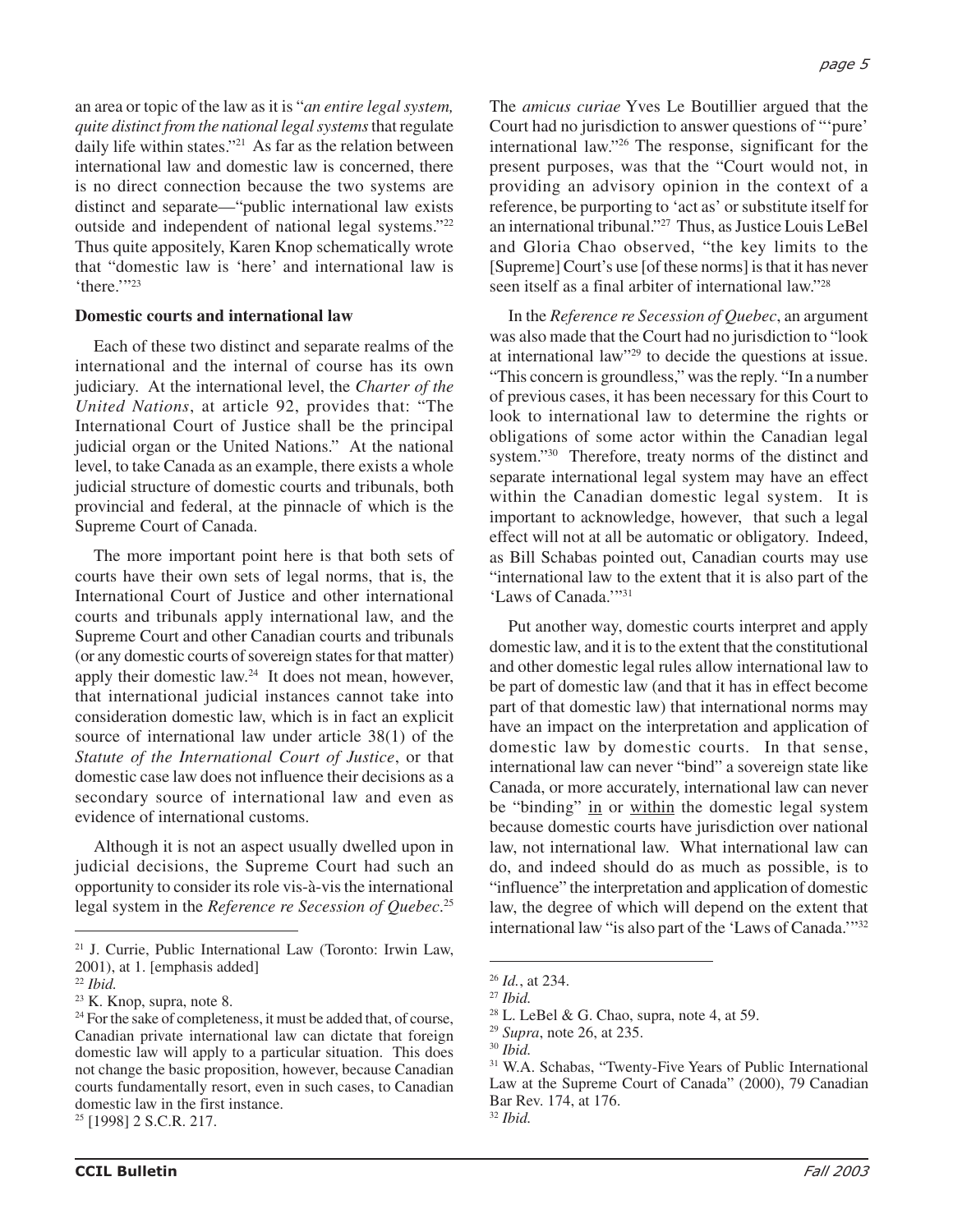an area or topic of the law as it is "*an entire legal system, quite distinct from the national legal systems* that regulate daily life within states."[21] As far as the relation between international law and domestic law is concerned, there is no direct connection because the two systems are distinct and separate—"public international law exists outside and independent of national legal systems."[22] Thus quite appositely, Karen Knop schematically wrote that "domestic law is 'here' and international law is 'there.'"[23]

**Domestic courts and international law**

Each of these two distinct and separate realms of the international and the internal of course has its own judiciary. At the international level, the *Charter of the United Nations*, at article 92, provides that: "The International Court of Justice shall be the principal judicial organ or the United Nations." At the national level, to take Canada as an example, there exists a whole judicial structure of domestic courts and tribunals, both provincial and federal, at the pinnacle of which is the Supreme Court of Canada.

The more important point here is that both sets of courts have their own sets of legal norms, that is, the International Court of Justice and other international courts and tribunals apply international law, and the Supreme Court and other Canadian courts and tribunals (or any domestic courts of sovereign states for that matter) apply their domestic law.[24] It does not mean, however, that international judicial instances cannot take into consideration domestic law, which is in fact an explicit source of international law under article 38(1) of the *Statute of the International Court of Justice*, or that domestic case law does not influence their decisions as a secondary source of international law and even as evidence of international customs.

Although it is not an aspect usually dwelled upon in judicial decisions, the Supreme Court had such an opportunity to consider its role vis-à-vis the international legal system in the *Reference re Secession of Quebec*.[25] The *amicus curiae* Yves Le Boutillier argued that the Court had no jurisdiction to answer questions of "'pure' international law."[26] The response, significant for the present purposes, was that the "Court would not, in providing an advisory opinion in the context of a reference, be purporting to 'act as' or substitute itself for an international tribunal."[27] Thus, as Justice Louis LeBel and Gloria Chao observed, "the key limits to the [Supreme] Court's use [of these norms] is that it has never seen itself as a final arbiter of international law."[28]

In the *Reference re Secession of Quebec*, an argument was also made that the Court had no jurisdiction to "look at international law"[29] to decide the questions at issue. "This concern is groundless," was the reply. "In a number of previous cases, it has been necessary for this Court to look to international law to determine the rights or obligations of some actor within the Canadian legal system."[30] Therefore, treaty norms of the distinct and separate international legal system may have an effect within the Canadian domestic legal system. It is important to acknowledge, however, that such a legal effect will not at all be automatic or obligatory. Indeed, as Bill Schabas pointed out, Canadian courts may use "international law to the extent that it is also part of the 'Laws of Canada.'"[31]

Put another way, domestic courts interpret and apply domestic law, and it is to the extent that the constitutional and other domestic legal rules allow international law to be part of domestic law (and that it has in effect become part of that domestic law) that international norms may have an impact on the interpretation and application of domestic law by domestic courts. In that sense, international law can never "bind" a sovereign state like Canada, or more accurately, international law can never be "binding" <u>in</u> or <u>within</u> the domestic legal system because domestic courts have jurisdiction over national law, not international law. What international law can do, and indeed should do as much as possible, is to "influence" the interpretation and application of domestic law, the degree of which will depend on the extent that international law "is also part of the 'Laws of Canada.'"[32]

---

[21] J. Currie, Public International Law (Toronto: Irwin Law, 2001), at 1. [emphasis added]

[22] *Ibid.*

[23] K. Knop, supra, note 8.

[24] For the sake of completeness, it must be added that, of course, Canadian private international law can dictate that foreign domestic law will apply to a particular situation. This does not change the basic proposition, however, because Canadian courts fundamentally resort, even in such cases, to Canadian domestic law in the first instance.

[25] [1998] 2 S.C.R. 217.

[26] *Id.*, at 234.

[27] *Ibid.*

[28] L. LeBel & G. Chao, supra, note 4, at 59.

[29] *Supra*, note 26, at 235.

[30] *Ibid.*

[31] W.A. Schabas, "Twenty-Five Years of Public International Law at the Supreme Court of Canada" (2000), 79 Canadian Bar Rev. 174, at 176.

[32] *Ibid.*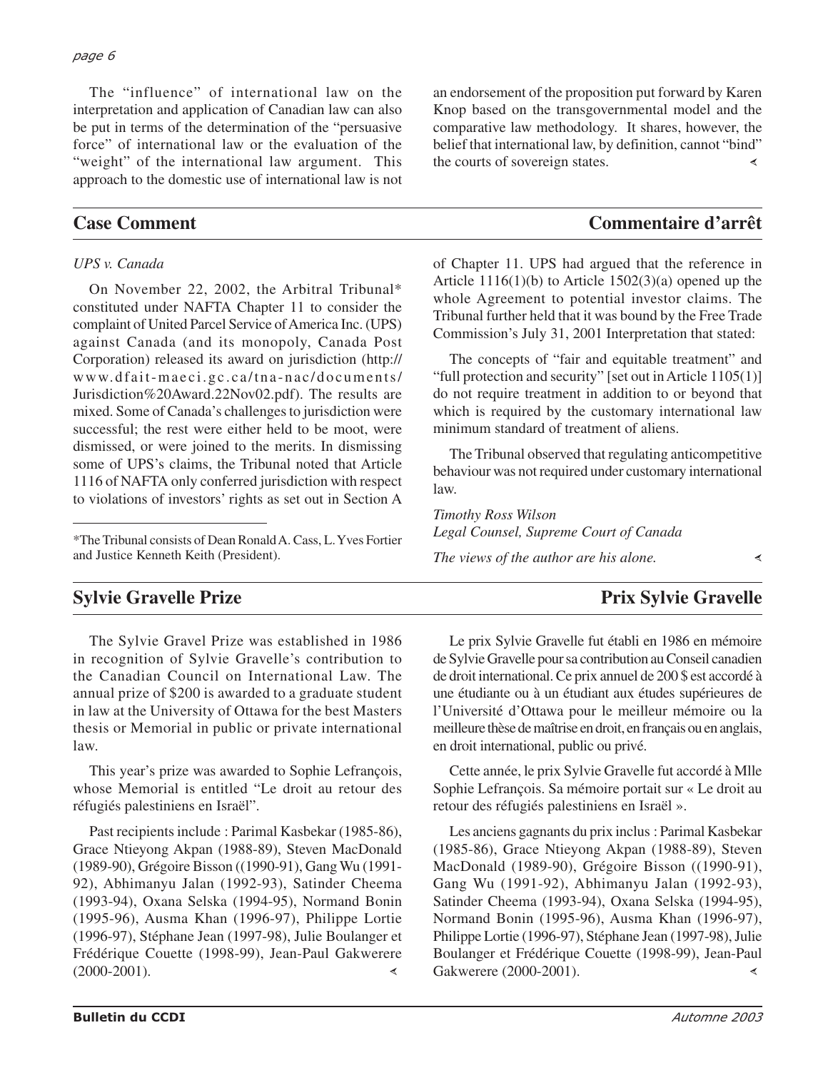The "influence" of international law on the interpretation and application of Canadian law can also be put in terms of the determination of the "persuasive force" of international law or the evaluation of the "weight" of the international law argument. This approach to the domestic use of international law is not an endorsement of the proposition put forward by Karen Knop based on the transgovernmental model and the comparative law methodology. It shares, however, the belief that international law, by definition, cannot "bind" the courts of sovereign states.

## Case Comment / Commentaire d'arrêt

*UPS v. Canada*

On November 22, 2002, the Arbitral Tribunal* constituted under NAFTA Chapter 11 to consider the complaint of United Parcel Service of America Inc. (UPS) against Canada (and its monopoly, Canada Post Corporation) released its award on jurisdiction (http://www.dfait-maeci.gc.ca/tna-nac/documents/Jurisdiction%20Award.22Nov02.pdf). The results are mixed. Some of Canada's challenges to jurisdiction were successful; the rest were either held to be moot, were dismissed, or were joined to the merits. In dismissing some of UPS's claims, the Tribunal noted that Article 1116 of NAFTA only conferred jurisdiction with respect to violations of investors' rights as set out in Section A of Chapter 11. UPS had argued that the reference in Article 1116(1)(b) to Article 1502(3)(a) opened up the whole Agreement to potential investor claims. The Tribunal further held that it was bound by the Free Trade Commission's July 31, 2001 Interpretation that stated:

> The concepts of "fair and equitable treatment" and "full protection and security" [set out in Article 1105(1)] do not require treatment in addition to or beyond that which is required by the customary international law minimum standard of treatment of aliens.

The Tribunal observed that regulating anticompetitive behaviour was not required under customary international law.

*Timothy Ross Wilson*
*Legal Counsel, Supreme Court of Canada*

*The views of the author are his alone.*

*The Tribunal consists of Dean Ronald A. Cass, L. Yves Fortier and Justice Kenneth Keith (President).

## Sylvie Gravelle Prize

The Sylvie Gravel Prize was established in 1986 in recognition of Sylvie Gravelle's contribution to the Canadian Council on International Law. The annual prize of $200 is awarded to a graduate student in law at the University of Ottawa for the best Masters thesis or Memorial in public or private international law.

This year's prize was awarded to Sophie Lefrançois, whose Memorial is entitled "Le droit au retour des réfugiés palestiniens en Israël".

Past recipients include : Parimal Kasbekar (1985-86), Grace Ntieyong Akpan (1988-89), Steven MacDonald (1989-90), Grégoire Bisson ((1990-91), Gang Wu (1991-92), Abhimanyu Jalan (1992-93), Satinder Cheema (1993-94), Oxana Selska (1994-95), Normand Bonin (1995-96), Ausma Khan (1996-97), Philippe Lortie (1996-97), Stéphane Jean (1997-98), Julie Boulanger et Frédérique Couette (1998-99), Jean-Paul Gakwerere (2000-2001).

## Prix Sylvie Gravelle

Le prix Sylvie Gravelle fut établi en 1986 en mémoire de Sylvie Gravelle pour sa contribution au Conseil canadien de droit international. Ce prix annuel de 200 $ est accordé à une étudiante ou à un étudiant aux études supérieures de l'Université d'Ottawa pour le meilleur mémoire ou la meilleure thèse de maîtrise en droit, en français ou en anglais, en droit international, public ou privé.

Cette année, le prix Sylvie Gravelle fut accordé à Mlle Sophie Lefrançois. Sa mémoire portait sur « Le droit au retour des réfugiés palestiniens en Israël ».

Les anciens gagnants du prix inclus : Parimal Kasbekar (1985-86), Grace Ntieyong Akpan (1988-89), Steven MacDonald (1989-90), Grégoire Bisson ((1990-91), Gang Wu (1991-92), Abhimanyu Jalan (1992-93), Satinder Cheema (1993-94), Oxana Selska (1994-95), Normand Bonin (1995-96), Ausma Khan (1996-97), Philippe Lortie (1996-97), Stéphane Jean (1997-98), Julie Boulanger et Frédérique Couette (1998-99), Jean-Paul Gakwerere (2000-2001).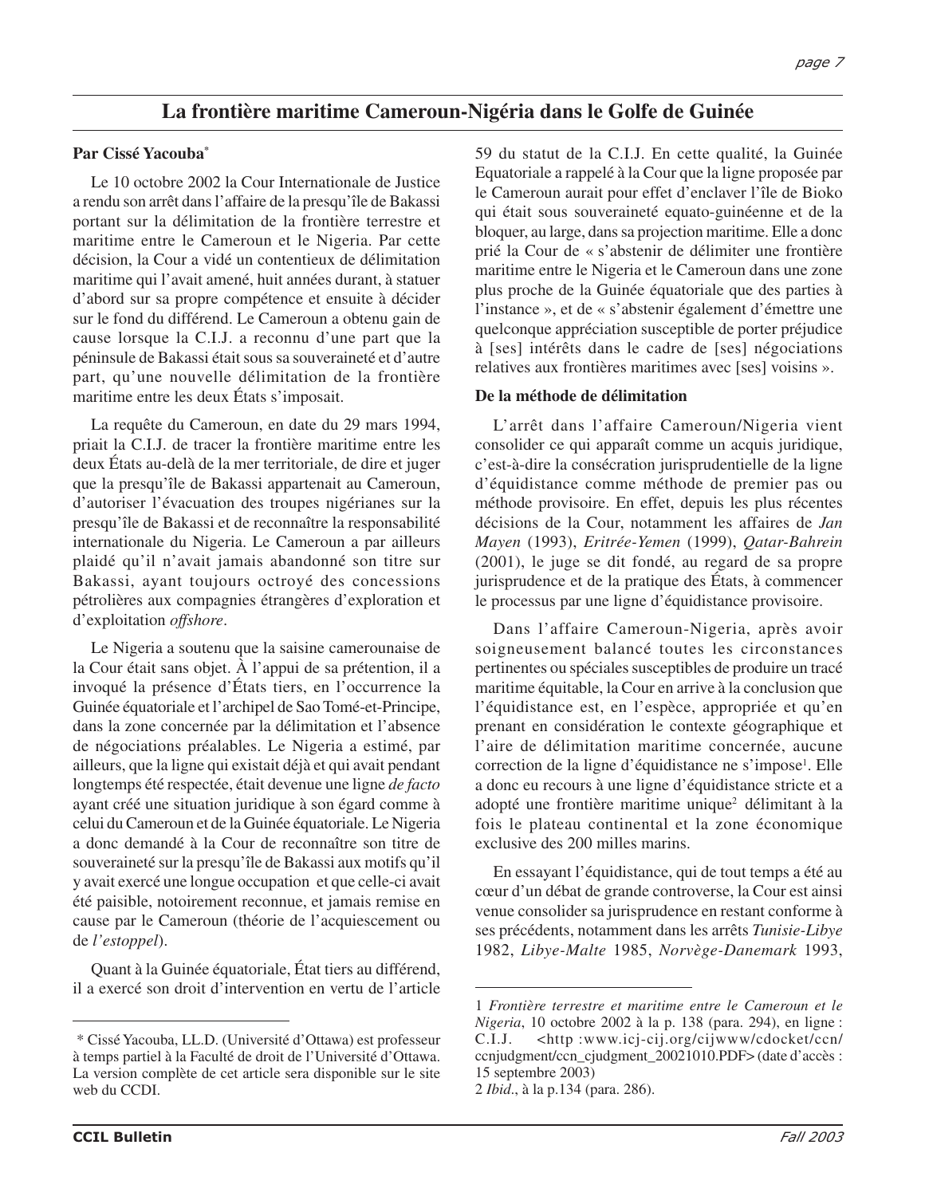# La frontière maritime Cameroun-Nigéria dans le Golfe de Guinée

**Par Cissé Yacouba***

Le 10 octobre 2002 la Cour Internationale de Justice a rendu son arrêt dans l'affaire de la presqu'île de Bakassi portant sur la délimitation de la frontière terrestre et maritime entre le Cameroun et le Nigeria. Par cette décision, la Cour a vidé un contentieux de délimitation maritime qui l'avait amené, huit années durant, à statuer d'abord sur sa propre compétence et ensuite à décider sur le fond du différend. Le Cameroun a obtenu gain de cause lorsque la C.I.J. a reconnu d'une part que la péninsule de Bakassi était sous sa souveraineté et d'autre part, qu'une nouvelle délimitation de la frontière maritime entre les deux États s'imposait.

La requête du Cameroun, en date du 29 mars 1994, priait la C.I.J. de tracer la frontière maritime entre les deux États au-delà de la mer territoriale, de dire et juger que la presqu'île de Bakassi appartenait au Cameroun, d'autoriser l'évacuation des troupes nigérianes sur la presqu'île de Bakassi et de reconnaître la responsabilité internationale du Nigeria. Le Cameroun a par ailleurs plaidé qu'il n'avait jamais abandonné son titre sur Bakassi, ayant toujours octroyé des concessions pétrolières aux compagnies étrangères d'exploration et d'exploitation *offshore*.

Le Nigeria a soutenu que la saisine camerounaise de la Cour était sans objet. À l'appui de sa prétention, il a invoqué la présence d'États tiers, en l'occurrence la Guinée équatoriale et l'archipel de Sao Tomé-et-Principe, dans la zone concernée par la délimitation et l'absence de négociations préalables. Le Nigeria a estimé, par ailleurs, que la ligne qui existait déjà et qui avait pendant longtemps été respectée, était devenue une ligne *de facto* ayant créé une situation juridique à son égard comme à celui du Cameroun et de la Guinée équatoriale. Le Nigeria a donc demandé à la Cour de reconnaître son titre de souveraineté sur la presqu'île de Bakassi aux motifs qu'il y avait exercé une longue occupation et que celle-ci avait été paisible, notoirement reconnue, et jamais remise en cause par le Cameroun (théorie de l'acquiescement ou de *l'estoppel*).

Quant à la Guinée équatoriale, État tiers au différend, il a exercé son droit d'intervention en vertu de l'article 59 du statut de la C.I.J. En cette qualité, la Guinée Equatoriale a rappelé à la Cour que la ligne proposée par le Cameroun aurait pour effet d'enclaver l'île de Bioko qui était sous souveraineté equato-guinéenne et de la bloquer, au large, dans sa projection maritime. Elle a donc prié la Cour de « s'abstenir de délimiter une frontière maritime entre le Nigeria et le Cameroun dans une zone plus proche de la Guinée équatoriale que des parties à l'instance », et de « s'abstenir également d'émettre une quelconque appréciation susceptible de porter préjudice à [ses] intérêts dans le cadre de [ses] négociations relatives aux frontières maritimes avec [ses] voisins ».

**De la méthode de délimitation**

L'arrêt dans l'affaire Cameroun/Nigeria vient consolider ce qui apparaît comme un acquis juridique, c'est-à-dire la consécration jurisprudentielle de la ligne d'équidistance comme méthode de premier pas ou méthode provisoire. En effet, depuis les plus récentes décisions de la Cour, notamment les affaires de *Jan Mayen* (1993), *Eritrée-Yemen* (1999), *Qatar-Bahrein* (2001), le juge se dit fondé, au regard de sa propre jurisprudence et de la pratique des États, à commencer le processus par une ligne d'équidistance provisoire.

Dans l'affaire Cameroun-Nigeria, après avoir soigneusement balancé toutes les circonstances pertinentes ou spéciales susceptibles de produire un tracé maritime équitable, la Cour en arrive à la conclusion que l'équidistance est, en l'espèce, appropriée et qu'en prenant en considération le contexte géographique et l'aire de délimitation maritime concernée, aucune correction de la ligne d'équidistance ne s'impose[1]. Elle a donc eu recours à une ligne d'équidistance stricte et a adopté une frontière maritime unique[2] délimitant à la fois le plateau continental et la zone économique exclusive des 200 milles marins.

En essayant l'équidistance, qui de tout temps a été au cœur d'un débat de grande controverse, la Cour est ainsi venue consolider sa jurisprudence en restant conforme à ses précédents, notamment dans les arrêts *Tunisie-Libye* 1982, *Libye-Malte* 1985, *Norvège-Danemark* 1993,

---

\* Cissé Yacouba, LL.D. (Université d'Ottawa) est professeur à temps partiel à la Faculté de droit de l'Université d'Ottawa. La version complète de cet article sera disponible sur le site web du CCDI.

1 *Frontière terrestre et maritime entre le Cameroun et le Nigeria*, 10 octobre 2002 à la p. 138 (para. 294), en ligne : C.I.J. <http :www.icj-cij.org/cijwww/cdocket/ccn/ccnjudgment/ccn_cjudgment_20021010.PDF> (date d'accès : 15 septembre 2003)

2 *Ibid*., à la p.134 (para. 286).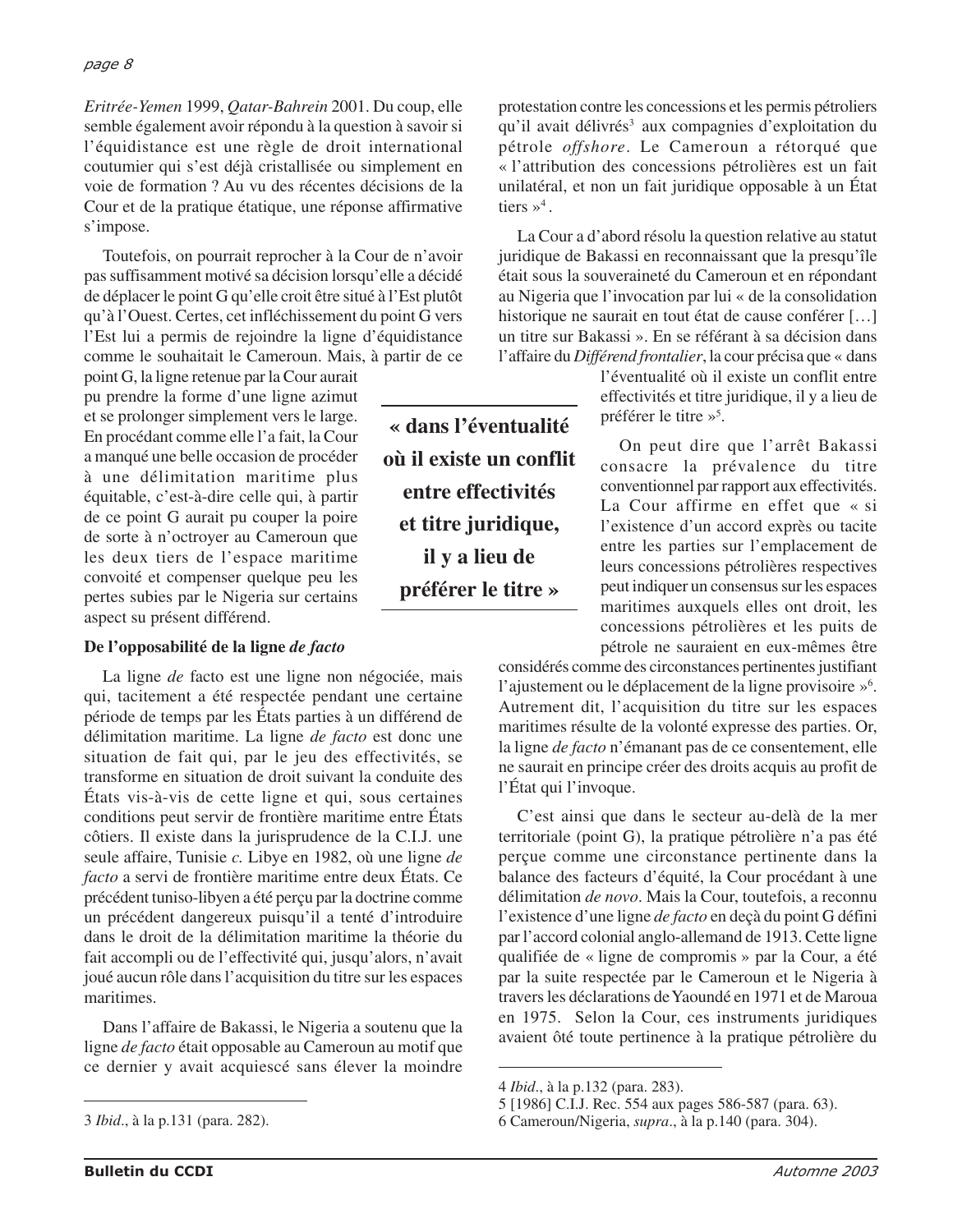*Eritrée-Yemen* 1999, *Qatar-Bahrein* 2001. Du coup, elle semble également avoir répondu à la question à savoir si l'équidistance est une règle de droit international coutumier qui s'est déjà cristallisée ou simplement en voie de formation ? Au vu des récentes décisions de la Cour et de la pratique étatique, une réponse affirmative s'impose.

Toutefois, on pourrait reprocher à la Cour de n'avoir pas suffisamment motivé sa décision lorsqu'elle a décidé de déplacer le point G qu'elle croit être situé à l'Est plutôt qu'à l'Ouest. Certes, cet infléchissement du point G vers l'Est lui a permis de rejoindre la ligne d'équidistance comme le souhaitait le Cameroun. Mais, à partir de ce point G, la ligne retenue par la Cour aurait pu prendre la forme d'une ligne azimut et se prolonger simplement vers le large. En procédant comme elle l'a fait, la Cour a manqué une belle occasion de procéder à une délimitation maritime plus équitable, c'est-à-dire celle qui, à partir de ce point G aurait pu couper la poire de sorte à n'octroyer au Cameroun que les deux tiers de l'espace maritime convoité et compenser quelque peu les pertes subies par le Nigeria sur certains aspect su présent différend.

**De l'opposabilité de la ligne *de facto***

La ligne *de* facto est une ligne non négociée, mais qui, tacitement a été respectée pendant une certaine période de temps par les États parties à un différend de délimitation maritime. La ligne *de facto* est donc une situation de fait qui, par le jeu des effectivités, se transforme en situation de droit suivant la conduite des États vis-à-vis de cette ligne et qui, sous certaines conditions peut servir de frontière maritime entre États côtiers. Il existe dans la jurisprudence de la C.I.J. une seule affaire, Tunisie *c.* Libye en 1982, où une ligne *de facto* a servi de frontière maritime entre deux États. Ce précédent tuniso-libyen a été perçu par la doctrine comme un précédent dangereux puisqu'il a tenté d'introduire dans le droit de la délimitation maritime la théorie du fait accompli ou de l'effectivité qui, jusqu'alors, n'avait joué aucun rôle dans l'acquisition du titre sur les espaces maritimes.

Dans l'affaire de Bakassi, le Nigeria a soutenu que la ligne *de facto* était opposable au Cameroun au motif que ce dernier y avait acquiescé sans élever la moindre protestation contre les concessions et les permis pétroliers qu'il avait délivrés[3] aux compagnies d'exploitation du pétrole *offshore*. Le Cameroun a rétorqué que « l'attribution des concessions pétrolières est un fait unilatéral, et non un fait juridique opposable à un État tiers »[4].

La Cour a d'abord résolu la question relative au statut juridique de Bakassi en reconnaissant que la presqu'île était sous la souveraineté du Cameroun et en répondant au Nigeria que l'invocation par lui « de la consolidation historique ne saurait en tout état de cause conférer […] un titre sur Bakassi ». En se référant à sa décision dans l'affaire du *Différend frontalier*, la cour précisa que « dans l'éventualité où il existe un conflit entre effectivités et titre juridique, il y a lieu de préférer le titre »[5].

**« dans l'éventualité où il existe un conflit entre effectivités et titre juridique, il y a lieu de préférer le titre »**

On peut dire que l'arrêt Bakassi consacre la prévalence du titre conventionnel par rapport aux effectivités. La Cour affirme en effet que « si l'existence d'un accord exprès ou tacite entre les parties sur l'emplacement de leurs concessions pétrolières respectives peut indiquer un consensus sur les espaces maritimes auxquels elles ont droit, les concessions pétrolières et les puits de pétrole ne sauraient en eux-mêmes être considérés comme des circonstances pertinentes justifiant l'ajustement ou le déplacement de la ligne provisoire »[6]. Autrement dit, l'acquisition du titre sur les espaces maritimes résulte de la volonté expresse des parties. Or, la ligne *de facto* n'émanant pas de ce consentement, elle ne saurait en principe créer des droits acquis au profit de l'État qui l'invoque.

C'est ainsi que dans le secteur au-delà de la mer territoriale (point G), la pratique pétrolière n'a pas été perçue comme une circonstance pertinente dans la balance des facteurs d'équité, la Cour procédant à une délimitation *de novo*. Mais la Cour, toutefois, a reconnu l'existence d'une ligne *de facto* en deçà du point G défini par l'accord colonial anglo-allemand de 1913. Cette ligne qualifiée de « ligne de compromis » par la Cour, a été par la suite respectée par le Cameroun et le Nigeria à travers les déclarations de Yaoundé en 1971 et de Maroua en 1975. Selon la Cour, ces instruments juridiques avaient ôté toute pertinence à la pratique pétrolière du

---

3 *Ibid*., à la p.131 (para. 282).

4 *Ibid*., à la p.132 (para. 283).

5 [1986] C.I.J. Rec. 554 aux pages 586-587 (para. 63).

6 Cameroun/Nigeria, *supra*., à la p.140 (para. 304).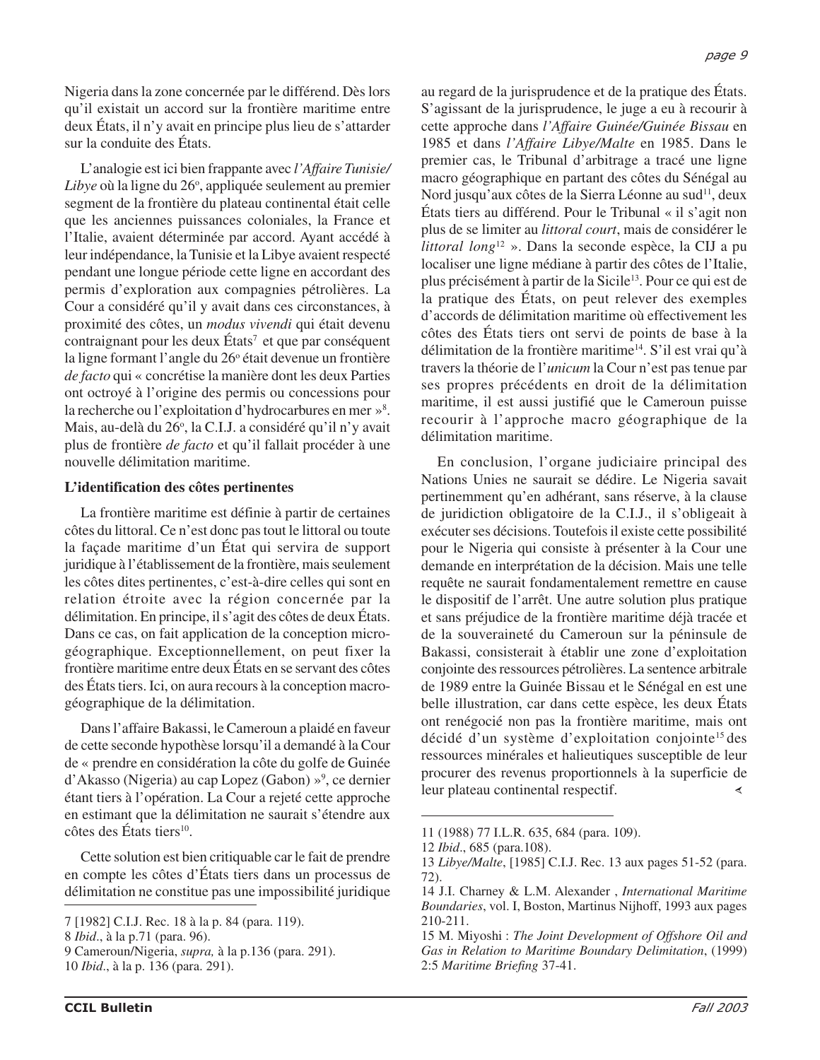Nigeria dans la zone concernée par le différend. Dès lors qu'il existait un accord sur la frontière maritime entre deux États, il n'y avait en principe plus lieu de s'attarder sur la conduite des États.

L'analogie est ici bien frappante avec *l'Affaire Tunisie/Libye* où la ligne du 26º, appliquée seulement au premier segment de la frontière du plateau continental était celle que les anciennes puissances coloniales, la France et l'Italie, avaient déterminée par accord. Ayant accédé à leur indépendance, la Tunisie et la Libye avaient respecté pendant une longue période cette ligne en accordant des permis d'exploration aux compagnies pétrolières. La Cour a considéré qu'il y avait dans ces circonstances, à proximité des côtes, un *modus vivendi* qui était devenu contraignant pour les deux États[7] et que par conséquent la ligne formant l'angle du 26º était devenue un frontière *de facto* qui « concrétise la manière dont les deux Parties ont octroyé à l'origine des permis ou concessions pour la recherche ou l'exploitation d'hydrocarbures en mer »[8]. Mais, au-delà du 26º, la C.I.J. a considéré qu'il n'y avait plus de frontière *de facto* et qu'il fallait procéder à une nouvelle délimitation maritime.

**L'identification des côtes pertinentes**

La frontière maritime est définie à partir de certaines côtes du littoral. Ce n'est donc pas tout le littoral ou toute la façade maritime d'un État qui servira de support juridique à l'établissement de la frontière, mais seulement les côtes dites pertinentes, c'est-à-dire celles qui sont en relation étroite avec la région concernée par la délimitation. En principe, il s'agit des côtes de deux États. Dans ce cas, on fait application de la conception micro-géographique. Exceptionnellement, on peut fixer la frontière maritime entre deux États en se servant des côtes des États tiers. Ici, on aura recours à la conception macro-géographique de la délimitation.

Dans l'affaire Bakassi, le Cameroun a plaidé en faveur de cette seconde hypothèse lorsqu'il a demandé à la Cour de « prendre en considération la côte du golfe de Guinée d'Akasso (Nigeria) au cap Lopez (Gabon) »[9], ce dernier étant tiers à l'opération. La Cour a rejeté cette approche en estimant que la délimitation ne saurait s'étendre aux côtes des États tiers[10].

Cette solution est bien critiquable car le fait de prendre en compte les côtes d'États tiers dans un processus de délimitation ne constitue pas une impossibilité juridique au regard de la jurisprudence et de la pratique des États. S'agissant de la jurisprudence, le juge a eu à recourir à cette approche dans *l'Affaire Guinée/Guinée Bissau* en 1985 et dans *l'Affaire Libye/Malte* en 1985. Dans le premier cas, le Tribunal d'arbitrage a tracé une ligne macro géographique en partant des côtes du Sénégal au Nord jusqu'aux côtes de la Sierra Léonne au sud[11], deux États tiers au différend. Pour le Tribunal « il s'agit non plus de se limiter au *littoral court*, mais de considérer le *littoral long*[12] ». Dans la seconde espèce, la CIJ a pu localiser une ligne médiane à partir des côtes de l'Italie, plus précisément à partir de la Sicile[13]. Pour ce qui est de la pratique des États, on peut relever des exemples d'accords de délimitation maritime où effectivement les côtes des États tiers ont servi de points de base à la délimitation de la frontière maritime[14]. S'il est vrai qu'à travers la théorie de l'*unicum* la Cour n'est pas tenue par ses propres précédents en droit de la délimitation maritime, il est aussi justifié que le Cameroun puisse recourir à l'approche macro géographique de la délimitation maritime.

En conclusion, l'organe judiciaire principal des Nations Unies ne saurait se dédire. Le Nigeria savait pertinemment qu'en adhérant, sans réserve, à la clause de juridiction obligatoire de la C.I.J., il s'obligeait à exécuter ses décisions. Toutefois il existe cette possibilité pour le Nigeria qui consiste à présenter à la Cour une demande en interprétation de la décision. Mais une telle requête ne saurait fondamentalement remettre en cause le dispositif de l'arrêt. Une autre solution plus pratique et sans préjudice de la frontière maritime déjà tracée et de la souveraineté du Cameroun sur la péninsule de Bakassi, consisterait à établir une zone d'exploitation conjointe des ressources pétrolières. La sentence arbitrale de 1989 entre la Guinée Bissau et le Sénégal en est une belle illustration, car dans cette espèce, les deux États ont renégocié non pas la frontière maritime, mais ont décidé d'un système d'exploitation conjointe[15] des ressources minérales et halieutiques susceptible de leur procurer des revenus proportionnels à la superficie de leur plateau continental respectif.

---

7 [1982] C.I.J. Rec. 18 à la p. 84 (para. 119).

8 *Ibid*., à la p.71 (para. 96).

9 Cameroun/Nigeria, *supra,* à la p.136 (para. 291).

10 *Ibid*., à la p. 136 (para. 291).

11 (1988) 77 I.L.R. 635, 684 (para. 109).

12 *Ibid*., 685 (para.108).

13 *Libye/Malte*, [1985] C.I.J. Rec. 13 aux pages 51-52 (para. 72).

14 J.I. Charney & L.M. Alexander , *International Maritime Boundaries*, vol. I, Boston, Martinus Nijhoff, 1993 aux pages 210-211.

15 M. Miyoshi : *The Joint Development of Offshore Oil and Gas in Relation to Maritime Boundary Delimitation*, (1999) 2:5 *Maritime Briefing* 37-41.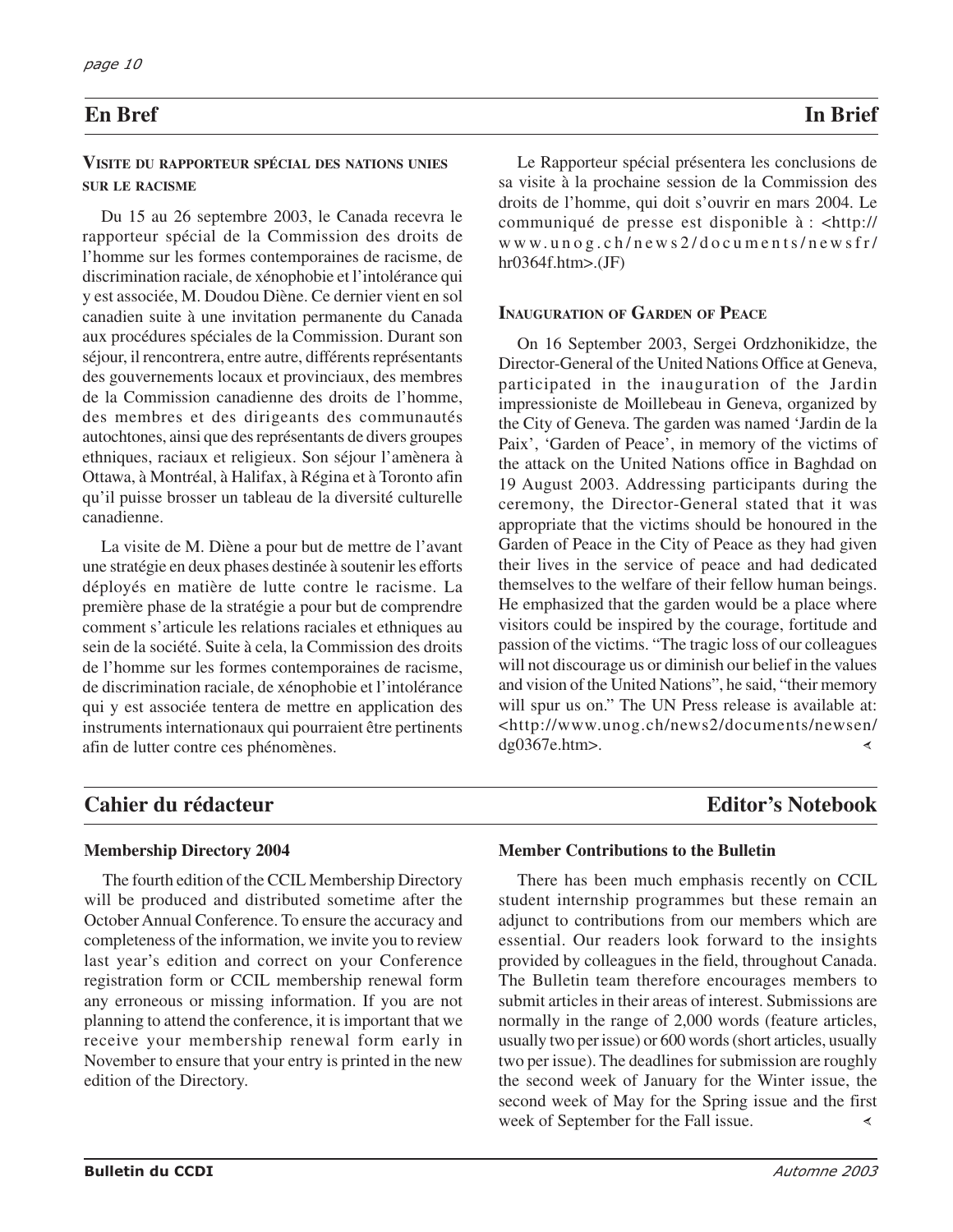## En Bref — In Brief

### Visite du rapporteur spécial des Nations Unies sur le racisme

Du 15 au 26 septembre 2003, le Canada recevra le rapporteur spécial de la Commission des droits de l'homme sur les formes contemporaines de racisme, de discrimination raciale, de xénophobie et l'intolérance qui y est associée, M. Doudou Diène. Ce dernier vient en sol canadien suite à une invitation permanente du Canada aux procédures spéciales de la Commission. Durant son séjour, il rencontrera, entre autre, différents représentants des gouvernements locaux et provinciaux, des membres de la Commission canadienne des droits de l'homme, des membres et des dirigeants des communautés autochtones, ainsi que des représentants de divers groupes ethniques, raciaux et religieux. Son séjour l'amènera à Ottawa, à Montréal, à Halifax, à Régina et à Toronto afin qu'il puisse brosser un tableau de la diversité culturelle canadienne.

La visite de M. Diène a pour but de mettre de l'avant une stratégie en deux phases destinée à soutenir les efforts déployés en matière de lutte contre le racisme. La première phase de la stratégie a pour but de comprendre comment s'articule les relations raciales et ethniques au sein de la société. Suite à cela, la Commission des droits de l'homme sur les formes contemporaines de racisme, de discrimination raciale, de xénophobie et l'intolérance qui y est associée tentera de mettre en application des instruments internationaux qui pourraient être pertinents afin de lutter contre ces phénomènes.

Le Rapporteur spécial présentera les conclusions de sa visite à la prochaine session de la Commission des droits de l'homme, qui doit s'ouvrir en mars 2004. Le communiqué de presse est disponible à : <http://www.unog.ch/news2/documents/newsfr/hr0364f.htm>.(JF)

### Inauguration of Garden of Peace

On 16 September 2003, Sergei Ordzhonikidze, the Director-General of the United Nations Office at Geneva, participated in the inauguration of the Jardin impressioniste de Moillebeau in Geneva, organized by the City of Geneva. The garden was named 'Jardin de la Paix', 'Garden of Peace', in memory of the victims of the attack on the United Nations office in Baghdad on 19 August 2003. Addressing participants during the ceremony, the Director-General stated that it was appropriate that the victims should be honoured in the Garden of Peace in the City of Peace as they had given their lives in the service of peace and had dedicated themselves to the welfare of their fellow human beings. He emphasized that the garden would be a place where visitors could be inspired by the courage, fortitude and passion of the victims. "The tragic loss of our colleagues will not discourage us or diminish our belief in the values and vision of the United Nations", he said, "their memory will spur us on." The UN Press release is available at: <http://www.unog.ch/news2/documents/newsen/dg0367e.htm>.

## Cahier du rédacteur — Editor's Notebook

### Membership Directory 2004

The fourth edition of the CCIL Membership Directory will be produced and distributed sometime after the October Annual Conference. To ensure the accuracy and completeness of the information, we invite you to review last year's edition and correct on your Conference registration form or CCIL membership renewal form any erroneous or missing information. If you are not planning to attend the conference, it is important that we receive your membership renewal form early in November to ensure that your entry is printed in the new edition of the Directory.

### Member Contributions to the Bulletin

There has been much emphasis recently on CCIL student internship programmes but these remain an adjunct to contributions from our members which are essential. Our readers look forward to the insights provided by colleagues in the field, throughout Canada. The Bulletin team therefore encourages members to submit articles in their areas of interest. Submissions are normally in the range of 2,000 words (feature articles, usually two per issue) or 600 words (short articles, usually two per issue). The deadlines for submission are roughly the second week of January for the Winter issue, the second week of May for the Spring issue and the first week of September for the Fall issue.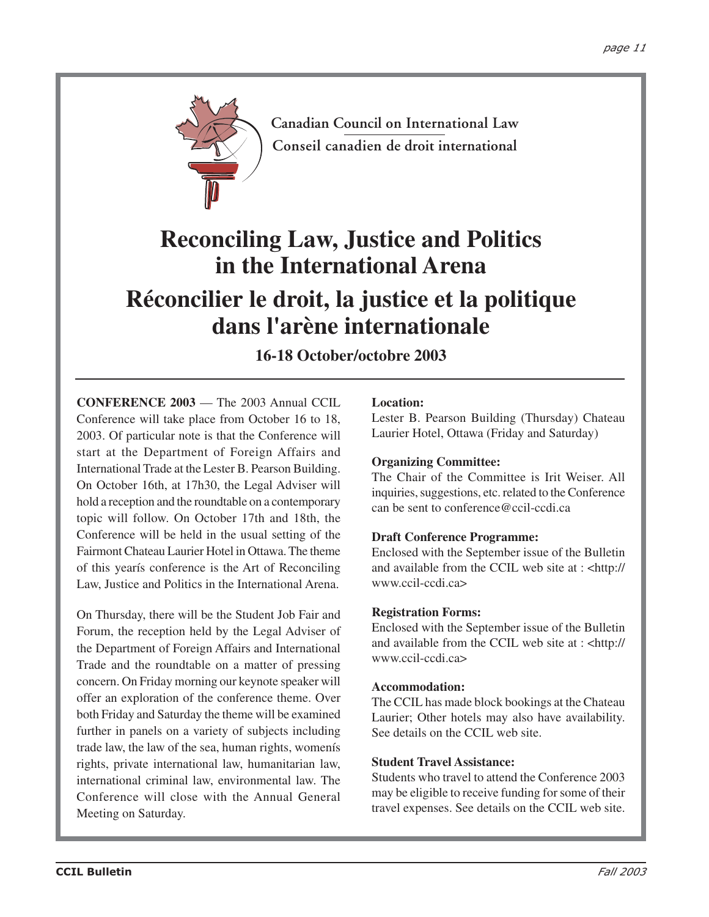Canadian Council on International Law
Conseil canadien de droit international

# Reconciling Law, Justice and Politics in the International Arena

# Réconcilier le droit, la justice et la politique dans l'arène internationale

### 16-18 October/octobre 2003

**CONFERENCE 2003** — The 2003 Annual CCIL Conference will take place from October 16 to 18, 2003. Of particular note is that the Conference will start at the Department of Foreign Affairs and International Trade at the Lester B. Pearson Building. On October 16th, at 17h30, the Legal Adviser will hold a reception and the roundtable on a contemporary topic will follow. On October 17th and 18th, the Conference will be held in the usual setting of the Fairmont Chateau Laurier Hotel in Ottawa. The theme of this yearís conference is the Art of Reconciling Law, Justice and Politics in the International Arena.

On Thursday, there will be the Student Job Fair and Forum, the reception held by the Legal Adviser of the Department of Foreign Affairs and International Trade and the roundtable on a matter of pressing concern. On Friday morning our keynote speaker will offer an exploration of the conference theme. Over both Friday and Saturday the theme will be examined further in panels on a variety of subjects including trade law, the law of the sea, human rights, womenís rights, private international law, humanitarian law, international criminal law, environmental law. The Conference will close with the Annual General Meeting on Saturday.

**Location:**
Lester B. Pearson Building (Thursday) Chateau Laurier Hotel, Ottawa (Friday and Saturday)

**Organizing Committee:**
The Chair of the Committee is Irit Weiser. All inquiries, suggestions, etc. related to the Conference can be sent to conference@ccil-ccdi.ca

**Draft Conference Programme:**
Enclosed with the September issue of the Bulletin and available from the CCIL web site at : <http://www.ccil-ccdi.ca>

**Registration Forms:**
Enclosed with the September issue of the Bulletin and available from the CCIL web site at : <http://www.ccil-ccdi.ca>

**Accommodation:**
The CCIL has made block bookings at the Chateau Laurier; Other hotels may also have availability. See details on the CCIL web site.

**Student Travel Assistance:**
Students who travel to attend the Conference 2003 may be eligible to receive funding for some of their travel expenses. See details on the CCIL web site.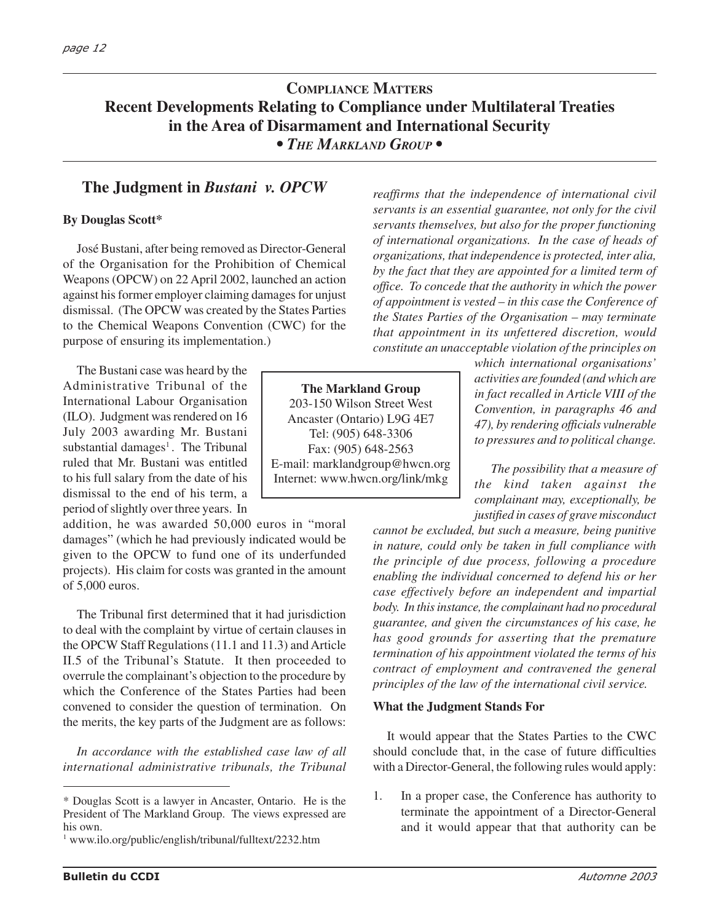## Compliance Matters
## Recent Developments Relating to Compliance under Multilateral Treaties in the Area of Disarmament and International Security
**• *The Markland Group* •**

## The Judgment in *Bustani v. OPCW*

**By Douglas Scott***

José Bustani, after being removed as Director-General of the Organisation for the Prohibition of Chemical Weapons (OPCW) on 22 April 2002, launched an action against his former employer claiming damages for unjust dismissal. (The OPCW was created by the States Parties to the Chemical Weapons Convention (CWC) for the purpose of ensuring its implementation.)

The Bustani case was heard by the Administrative Tribunal of the International Labour Organisation (ILO). Judgment was rendered on 16 July 2003 awarding Mr. Bustani substantial damages[1]. The Tribunal ruled that Mr. Bustani was entitled to his full salary from the date of his dismissal to the end of his term, a period of slightly over three years. In addition, he was awarded 50,000 euros in "moral damages" (which he had previously indicated would be given to the OPCW to fund one of its underfunded projects). His claim for costs was granted in the amount of 5,000 euros.

The Tribunal first determined that it had jurisdiction to deal with the complaint by virtue of certain clauses in the OPCW Staff Regulations (11.1 and 11.3) and Article II.5 of the Tribunal's Statute. It then proceeded to overrule the complainant's objection to the procedure by which the Conference of the States Parties had been convened to consider the question of termination. On the merits, the key parts of the Judgment are as follows:

*In accordance with the established case law of all international administrative tribunals, the Tribunal reaffirms that the independence of international civil servants is an essential guarantee, not only for the civil servants themselves, but also for the proper functioning of international organizations. In the case of heads of organizations, that independence is protected, inter alia, by the fact that they are appointed for a limited term of office. To concede that the authority in which the power of appointment is vested – in this case the Conference of the States Parties of the Organisation – may terminate that appointment in its unfettered discretion, would constitute an unacceptable violation of the principles on which international organisations' activities are founded (and which are in fact recalled in Article VIII of the Convention, in paragraphs 46 and 47), by rendering officials vulnerable to pressures and to political change.*

*The possibility that a measure of the kind taken against the complainant may, exceptionally, be justified in cases of grave misconduct cannot be excluded, but such a measure, being punitive in nature, could only be taken in full compliance with the principle of due process, following a procedure enabling the individual concerned to defend his or her case effectively before an independent and impartial body. In this instance, the complainant had no procedural guarantee, and given the circumstances of his case, he has good grounds for asserting that the premature termination of his appointment violated the terms of his contract of employment and contravened the general principles of the law of the international civil service.*

### What the Judgment Stands For

It would appear that the States Parties to the CWC should conclude that, in the case of future difficulties with a Director-General, the following rules would apply:

1. In a proper case, the Conference has authority to terminate the appointment of a Director-General and it would appear that that authority can be

---

**The Markland Group**
203-150 Wilson Street West
Ancaster (Ontario) L9G 4E7
Tel: (905) 648-3306
Fax: (905) 648-2563
E-mail: marklandgroup@hwcn.org
Internet: www.hwcn.org/link/mkg

---

\* Douglas Scott is a lawyer in Ancaster, Ontario. He is the President of The Markland Group. The views expressed are his own.

[1] www.ilo.org/public/english/tribunal/fulltext/2232.htm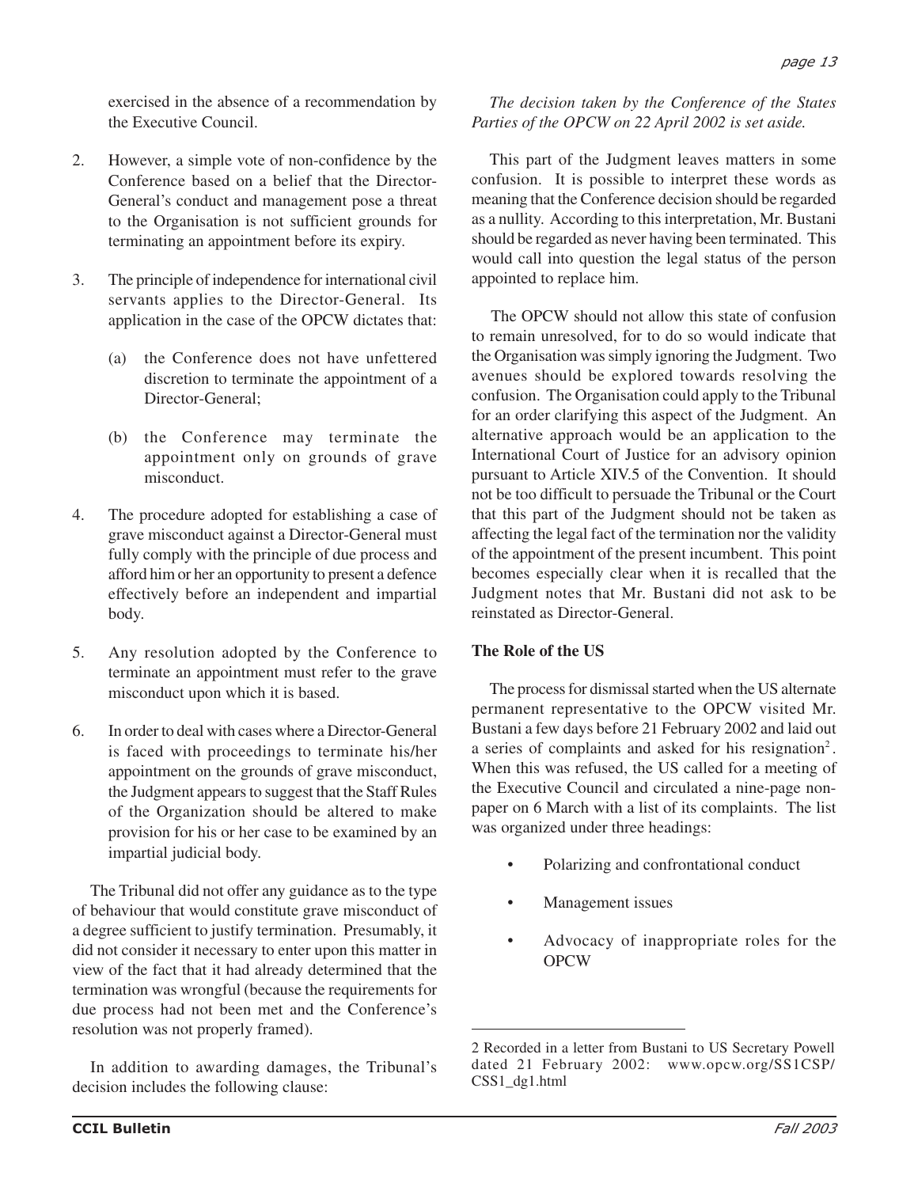exercised in the absence of a recommendation by the Executive Council.

2. However, a simple vote of non-confidence by the Conference based on a belief that the Director-General's conduct and management pose a threat to the Organisation is not sufficient grounds for terminating an appointment before its expiry.

3. The principle of independence for international civil servants applies to the Director-General. Its application in the case of the OPCW dictates that:

   (a) the Conference does not have unfettered discretion to terminate the appointment of a Director-General;

   (b) the Conference may terminate the appointment only on grounds of grave misconduct.

4. The procedure adopted for establishing a case of grave misconduct against a Director-General must fully comply with the principle of due process and afford him or her an opportunity to present a defence effectively before an independent and impartial body.

5. Any resolution adopted by the Conference to terminate an appointment must refer to the grave misconduct upon which it is based.

6. In order to deal with cases where a Director-General is faced with proceedings to terminate his/her appointment on the grounds of grave misconduct, the Judgment appears to suggest that the Staff Rules of the Organization should be altered to make provision for his or her case to be examined by an impartial judicial body.

The Tribunal did not offer any guidance as to the type of behaviour that would constitute grave misconduct of a degree sufficient to justify termination. Presumably, it did not consider it necessary to enter upon this matter in view of the fact that it had already determined that the termination was wrongful (because the requirements for due process had not been met and the Conference's resolution was not properly framed).

In addition to awarding damages, the Tribunal's decision includes the following clause:

*The decision taken by the Conference of the States Parties of the OPCW on 22 April 2002 is set aside.*

This part of the Judgment leaves matters in some confusion. It is possible to interpret these words as meaning that the Conference decision should be regarded as a nullity. According to this interpretation, Mr. Bustani should be regarded as never having been terminated. This would call into question the legal status of the person appointed to replace him.

The OPCW should not allow this state of confusion to remain unresolved, for to do so would indicate that the Organisation was simply ignoring the Judgment. Two avenues should be explored towards resolving the confusion. The Organisation could apply to the Tribunal for an order clarifying this aspect of the Judgment. An alternative approach would be an application to the International Court of Justice for an advisory opinion pursuant to Article XIV.5 of the Convention. It should not be too difficult to persuade the Tribunal or the Court that this part of the Judgment should not be taken as affecting the legal fact of the termination nor the validity of the appointment of the present incumbent. This point becomes especially clear when it is recalled that the Judgment notes that Mr. Bustani did not ask to be reinstated as Director-General.

**The Role of the US**

The process for dismissal started when the US alternate permanent representative to the OPCW visited Mr. Bustani a few days before 21 February 2002 and laid out a series of complaints and asked for his resignation[2]. When this was refused, the US called for a meeting of the Executive Council and circulated a nine-page non-paper on 6 March with a list of its complaints. The list was organized under three headings:

- Polarizing and confrontational conduct
- Management issues
- Advocacy of inappropriate roles for the OPCW

---

2 Recorded in a letter from Bustani to US Secretary Powell dated 21 February 2002: www.opcw.org/SS1CSP/CSS1_dg1.html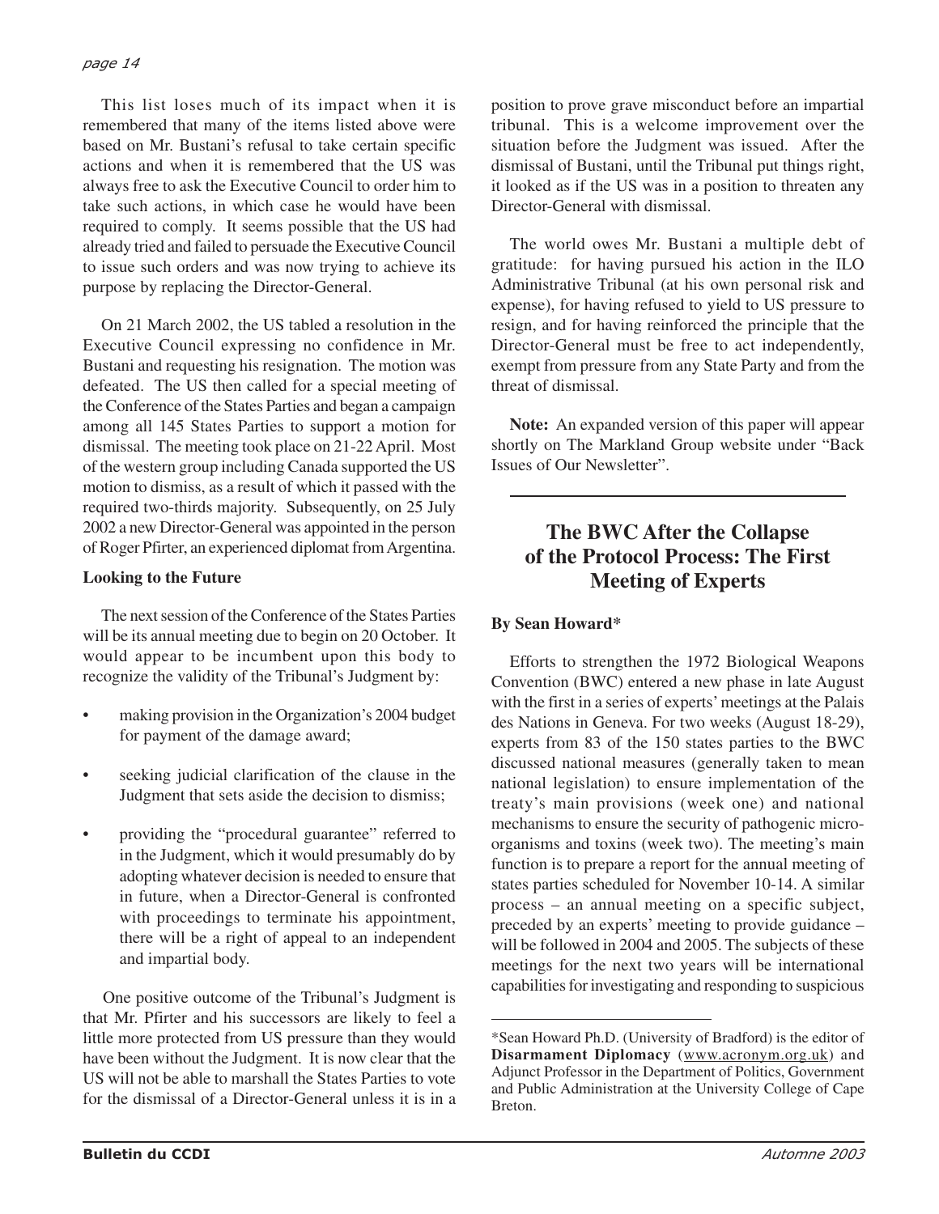This list loses much of its impact when it is remembered that many of the items listed above were based on Mr. Bustani's refusal to take certain specific actions and when it is remembered that the US was always free to ask the Executive Council to order him to take such actions, in which case he would have been required to comply. It seems possible that the US had already tried and failed to persuade the Executive Council to issue such orders and was now trying to achieve its purpose by replacing the Director-General.

On 21 March 2002, the US tabled a resolution in the Executive Council expressing no confidence in Mr. Bustani and requesting his resignation. The motion was defeated. The US then called for a special meeting of the Conference of the States Parties and began a campaign among all 145 States Parties to support a motion for dismissal. The meeting took place on 21-22 April. Most of the western group including Canada supported the US motion to dismiss, as a result of which it passed with the required two-thirds majority. Subsequently, on 25 July 2002 a new Director-General was appointed in the person of Roger Pfirter, an experienced diplomat from Argentina.

**Looking to the Future**

The next session of the Conference of the States Parties will be its annual meeting due to begin on 20 October. It would appear to be incumbent upon this body to recognize the validity of the Tribunal's Judgment by:

- making provision in the Organization's 2004 budget for payment of the damage award;
- seeking judicial clarification of the clause in the Judgment that sets aside the decision to dismiss;
- providing the "procedural guarantee" referred to in the Judgment, which it would presumably do by adopting whatever decision is needed to ensure that in future, when a Director-General is confronted with proceedings to terminate his appointment, there will be a right of appeal to an independent and impartial body.

One positive outcome of the Tribunal's Judgment is that Mr. Pfirter and his successors are likely to feel a little more protected from US pressure than they would have been without the Judgment. It is now clear that the US will not be able to marshall the States Parties to vote for the dismissal of a Director-General unless it is in a position to prove grave misconduct before an impartial tribunal. This is a welcome improvement over the situation before the Judgment was issued. After the dismissal of Bustani, until the Tribunal put things right, it looked as if the US was in a position to threaten any Director-General with dismissal.

The world owes Mr. Bustani a multiple debt of gratitude: for having pursued his action in the ILO Administrative Tribunal (at his own personal risk and expense), for having refused to yield to US pressure to resign, and for having reinforced the principle that the Director-General must be free to act independently, exempt from pressure from any State Party and from the threat of dismissal.

**Note:** An expanded version of this paper will appear shortly on The Markland Group website under "Back Issues of Our Newsletter".

---

## The BWC After the Collapse of the Protocol Process: The First Meeting of Experts

**By Sean Howard***

Efforts to strengthen the 1972 Biological Weapons Convention (BWC) entered a new phase in late August with the first in a series of experts' meetings at the Palais des Nations in Geneva. For two weeks (August 18-29), experts from 83 of the 150 states parties to the BWC discussed national measures (generally taken to mean national legislation) to ensure implementation of the treaty's main provisions (week one) and national mechanisms to ensure the security of pathogenic micro-organisms and toxins (week two). The meeting's main function is to prepare a report for the annual meeting of states parties scheduled for November 10-14. A similar process – an annual meeting on a specific subject, preceded by an experts' meeting to provide guidance – will be followed in 2004 and 2005. The subjects of these meetings for the next two years will be international capabilities for investigating and responding to suspicious

---

*Sean Howard Ph.D. (University of Bradford) is the editor of **Disarmament Diplomacy** (www.acronym.org.uk) and Adjunct Professor in the Department of Politics, Government and Public Administration at the University College of Cape Breton.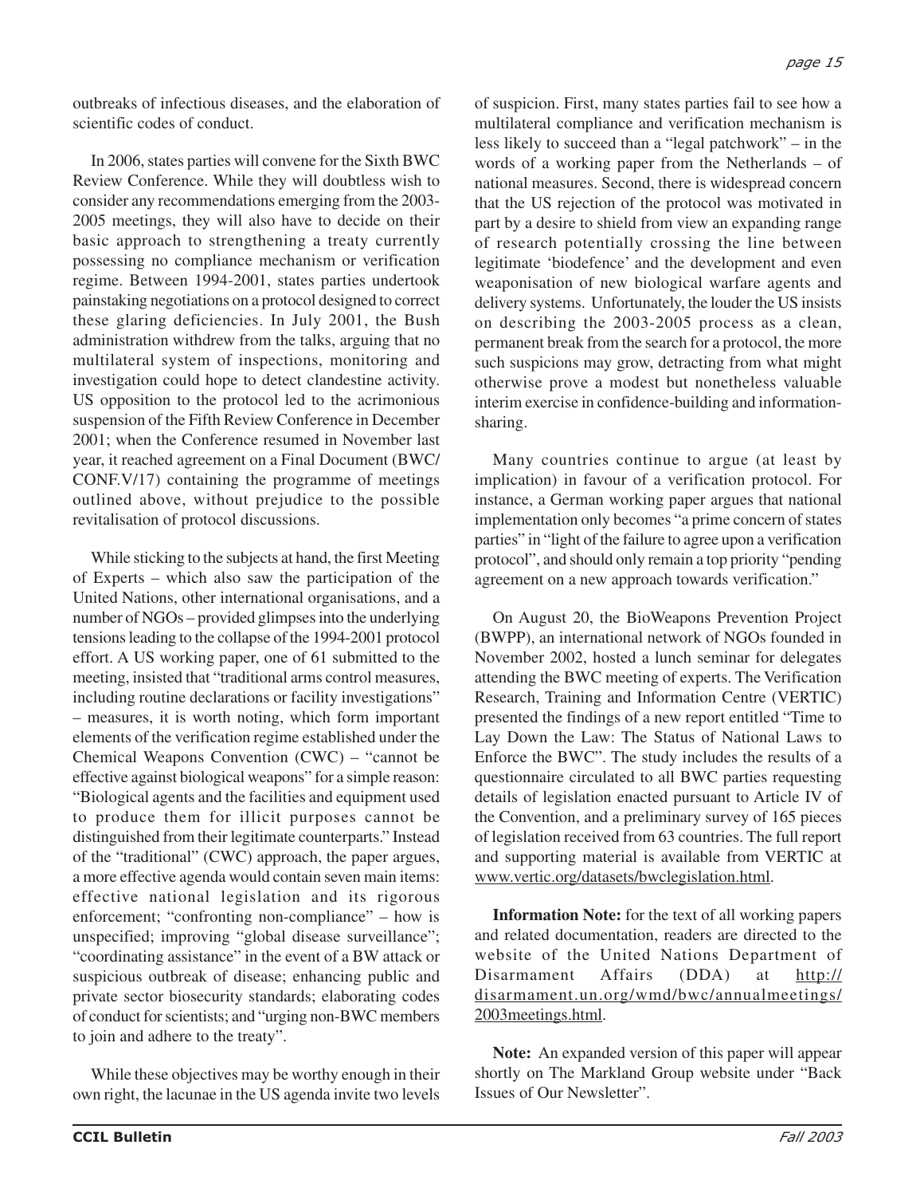outbreaks of infectious diseases, and the elaboration of scientific codes of conduct.

In 2006, states parties will convene for the Sixth BWC Review Conference. While they will doubtless wish to consider any recommendations emerging from the 2003-2005 meetings, they will also have to decide on their basic approach to strengthening a treaty currently possessing no compliance mechanism or verification regime. Between 1994-2001, states parties undertook painstaking negotiations on a protocol designed to correct these glaring deficiencies. In July 2001, the Bush administration withdrew from the talks, arguing that no multilateral system of inspections, monitoring and investigation could hope to detect clandestine activity. US opposition to the protocol led to the acrimonious suspension of the Fifth Review Conference in December 2001; when the Conference resumed in November last year, it reached agreement on a Final Document (BWC/CONF.V/17) containing the programme of meetings outlined above, without prejudice to the possible revitalisation of protocol discussions.

While sticking to the subjects at hand, the first Meeting of Experts – which also saw the participation of the United Nations, other international organisations, and a number of NGOs – provided glimpses into the underlying tensions leading to the collapse of the 1994-2001 protocol effort. A US working paper, one of 61 submitted to the meeting, insisted that "traditional arms control measures, including routine declarations or facility investigations" – measures, it is worth noting, which form important elements of the verification regime established under the Chemical Weapons Convention (CWC) – "cannot be effective against biological weapons" for a simple reason: "Biological agents and the facilities and equipment used to produce them for illicit purposes cannot be distinguished from their legitimate counterparts." Instead of the "traditional" (CWC) approach, the paper argues, a more effective agenda would contain seven main items: effective national legislation and its rigorous enforcement; "confronting non-compliance" – how is unspecified; improving "global disease surveillance"; "coordinating assistance" in the event of a BW attack or suspicious outbreak of disease; enhancing public and private sector biosecurity standards; elaborating codes of conduct for scientists; and "urging non-BWC members to join and adhere to the treaty".

While these objectives may be worthy enough in their own right, the lacunae in the US agenda invite two levels of suspicion. First, many states parties fail to see how a multilateral compliance and verification mechanism is less likely to succeed than a "legal patchwork" – in the words of a working paper from the Netherlands – of national measures. Second, there is widespread concern that the US rejection of the protocol was motivated in part by a desire to shield from view an expanding range of research potentially crossing the line between legitimate 'biodefence' and the development and even weaponisation of new biological warfare agents and delivery systems. Unfortunately, the louder the US insists on describing the 2003-2005 process as a clean, permanent break from the search for a protocol, the more such suspicions may grow, detracting from what might otherwise prove a modest but nonetheless valuable interim exercise in confidence-building and information-sharing.

Many countries continue to argue (at least by implication) in favour of a verification protocol. For instance, a German working paper argues that national implementation only becomes "a prime concern of states parties" in "light of the failure to agree upon a verification protocol", and should only remain a top priority "pending agreement on a new approach towards verification."

On August 20, the BioWeapons Prevention Project (BWPP), an international network of NGOs founded in November 2002, hosted a lunch seminar for delegates attending the BWC meeting of experts. The Verification Research, Training and Information Centre (VERTIC) presented the findings of a new report entitled "Time to Lay Down the Law: The Status of National Laws to Enforce the BWC". The study includes the results of a questionnaire circulated to all BWC parties requesting details of legislation enacted pursuant to Article IV of the Convention, and a preliminary survey of 165 pieces of legislation received from 63 countries. The full report and supporting material is available from VERTIC at www.vertic.org/datasets/bwclegislation.html.

**Information Note:** for the text of all working papers and related documentation, readers are directed to the website of the United Nations Department of Disarmament Affairs (DDA) at http://disarmament.un.org/wmd/bwc/annualmeetings/2003meetings.html.

**Note:** An expanded version of this paper will appear shortly on The Markland Group website under "Back Issues of Our Newsletter".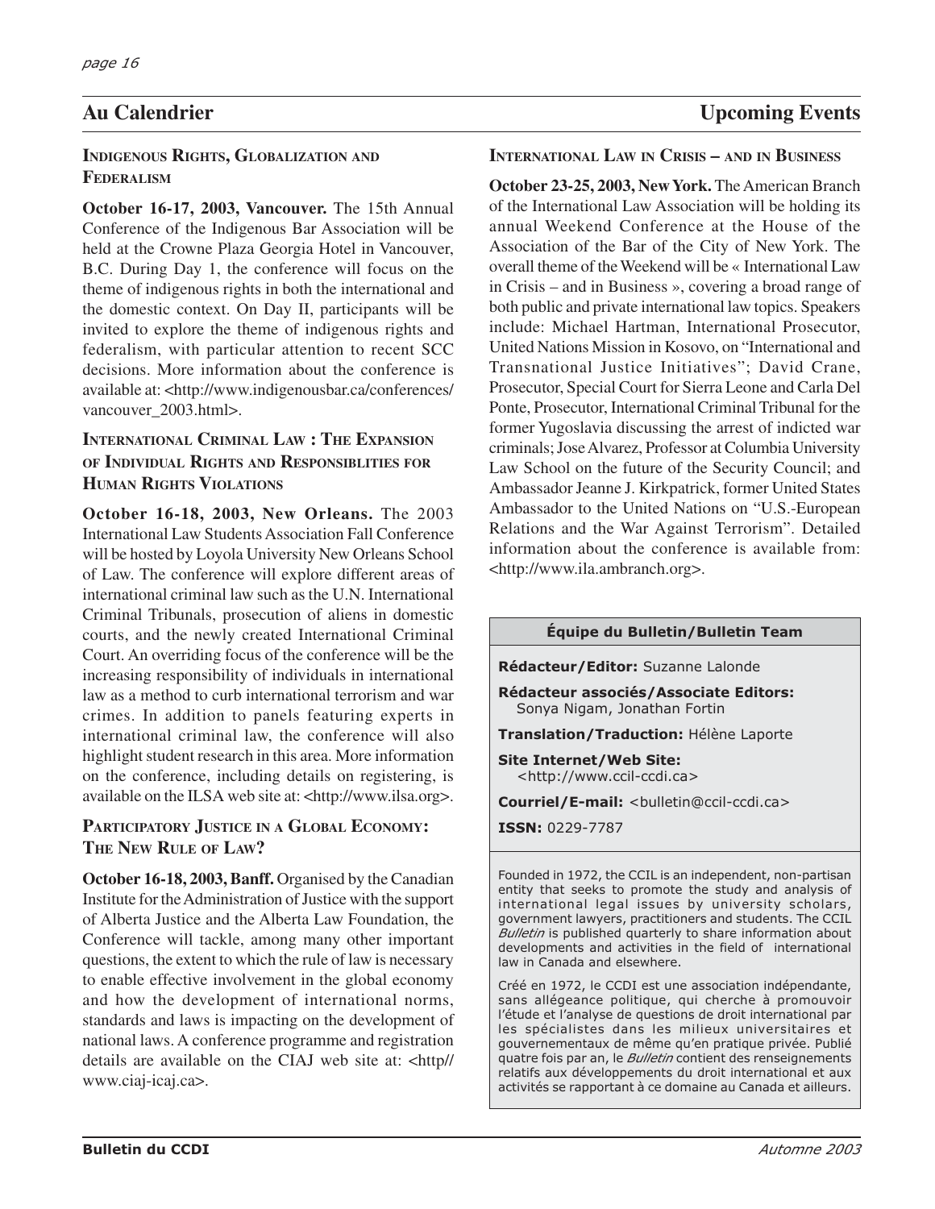## Au Calendrier — Upcoming Events

### Indigenous Rights, Globalization and Federalism

**October 16-17, 2003, Vancouver.** The 15th Annual Conference of the Indigenous Bar Association will be held at the Crowne Plaza Georgia Hotel in Vancouver, B.C. During Day 1, the conference will focus on the theme of indigenous rights in both the international and the domestic context. On Day II, participants will be invited to explore the theme of indigenous rights and federalism, with particular attention to recent SCC decisions. More information about the conference is available at: <http://www.indigenousbar.ca/conferences/vancouver_2003.html>.

### International Criminal Law : The Expansion of Individual Rights and Responsiblities for Human Rights Violations

**October 16-18, 2003, New Orleans.** The 2003 International Law Students Association Fall Conference will be hosted by Loyola University New Orleans School of Law. The conference will explore different areas of international criminal law such as the U.N. International Criminal Tribunals, prosecution of aliens in domestic courts, and the newly created International Criminal Court. An overriding focus of the conference will be the increasing responsibility of individuals in international law as a method to curb international terrorism and war crimes. In addition to panels featuring experts in international criminal law, the conference will also highlight student research in this area. More information on the conference, including details on registering, is available on the ILSA web site at: <http://www.ilsa.org>.

### Participatory Justice in a Global Economy: The New Rule of Law?

**October 16-18, 2003, Banff.** Organised by the Canadian Institute for the Administration of Justice with the support of Alberta Justice and the Alberta Law Foundation, the Conference will tackle, among many other important questions, the extent to which the rule of law is necessary to enable effective involvement in the global economy and how the development of international norms, standards and laws is impacting on the development of national laws. A conference programme and registration details are available on the CIAJ web site at: <http//www.ciaj-icaj.ca>.

### International Law in Crisis – and in Business

**October 23-25, 2003, New York.** The American Branch of the International Law Association will be holding its annual Weekend Conference at the House of the Association of the Bar of the City of New York. The overall theme of the Weekend will be « International Law in Crisis – and in Business », covering a broad range of both public and private international law topics. Speakers include: Michael Hartman, International Prosecutor, United Nations Mission in Kosovo, on "International and Transnational Justice Initiatives"; David Crane, Prosecutor, Special Court for Sierra Leone and Carla Del Ponte, Prosecutor, International Criminal Tribunal for the former Yugoslavia discussing the arrest of indicted war criminals; Jose Alvarez, Professor at Columbia University Law School on the future of the Security Council; and Ambassador Jeanne J. Kirkpatrick, former United States Ambassador to the United Nations on "U.S.-European Relations and the War Against Terrorism". Detailed information about the conference is available from: <http://www.ila.ambranch.org>.

---

**Équipe du Bulletin/Bulletin Team**

**Rédacteur/Editor:** Suzanne Lalonde

**Rédacteur associés/Associate Editors:** Sonya Nigam, Jonathan Fortin

**Translation/Traduction:** Hélène Laporte

**Site Internet/Web Site:** <http://www.ccil-ccdi.ca>

**Courriel/E-mail:** <bulletin@ccil-ccdi.ca>

**ISSN:** 0229-7787

Founded in 1972, the CCIL is an independent, non-partisan entity that seeks to promote the study and analysis of international legal issues by university scholars, government lawyers, practitioners and students. The CCIL *Bulletin* is published quarterly to share information about developments and activities in the field of international law in Canada and elsewhere.

Créé en 1972, le CCDI est une association indépendante, sans allégeance politique, qui cherche à promouvoir l'étude et l'analyse de questions de droit international par les spécialistes dans les milieux universitaires et gouvernementaux de même qu'en pratique privée. Publié quatre fois par an, le *Bulletin* contient des renseignements relatifs aux développements du droit international et aux activités se rapportant à ce domaine au Canada et ailleurs.